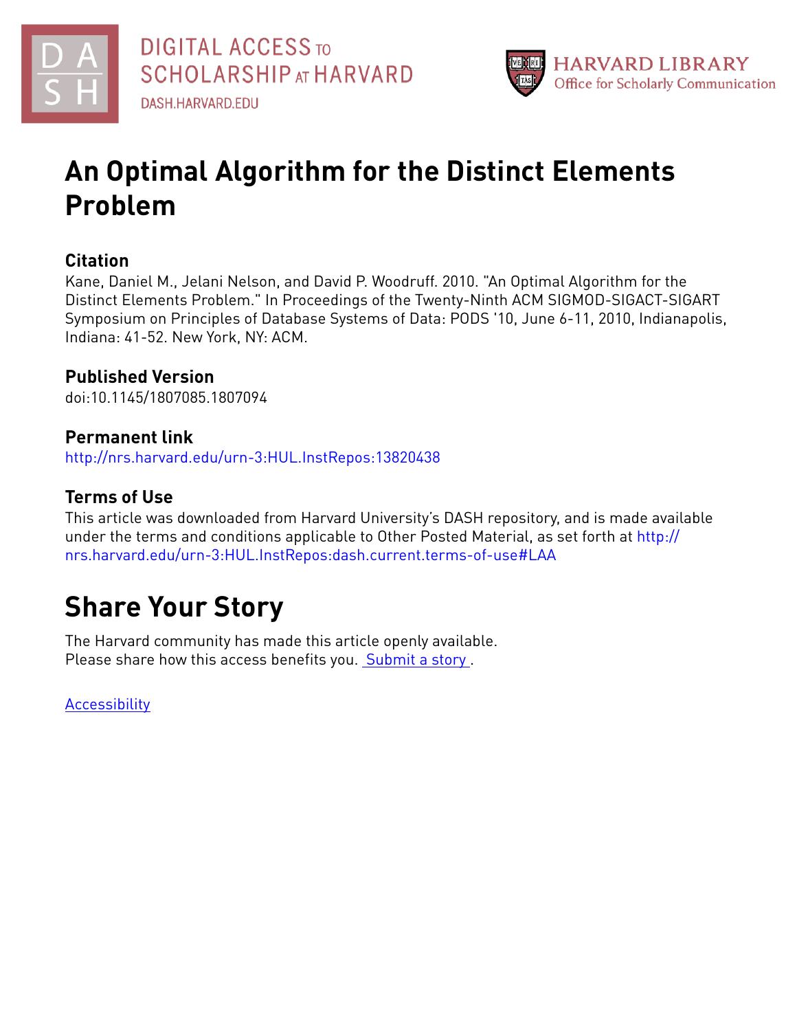DIGITAL ACCESS TO SCHOLARSHIP AT HARVARD

DASH.HARVARD.EDU

HARVARD LIBRARY Office for Scholarly Communication

# An Optimal Algorithm for the Distinct Elements Problem

## Citation

Kane, Daniel M., Jelani Nelson, and David P. Woodruff. 2010. "An Optimal Algorithm for the Distinct Elements Problem." In Proceedings of the Twenty-Ninth ACM SIGMOD-SIGACT-SIGART Symposium on Principles of Database Systems of Data: PODS '10, June 6-11, 2010, Indianapolis, Indiana: 41-52. New York, NY: ACM.

## Published Version

doi:10.1145/1807085.1807094

## Permanent link

http://nrs.harvard.edu/urn-3:HUL.InstRepos:13820438

## Terms of Use

This article was downloaded from Harvard University's DASH repository, and is made available under the terms and conditions applicable to Other Posted Material, as set forth at http://nrs.harvard.edu/urn-3:HUL.InstRepos:dash.current.terms-of-use#LAA

# Share Your Story

The Harvard community has made this article openly available.
Please share how this access benefits you. Submit a story .

Accessibility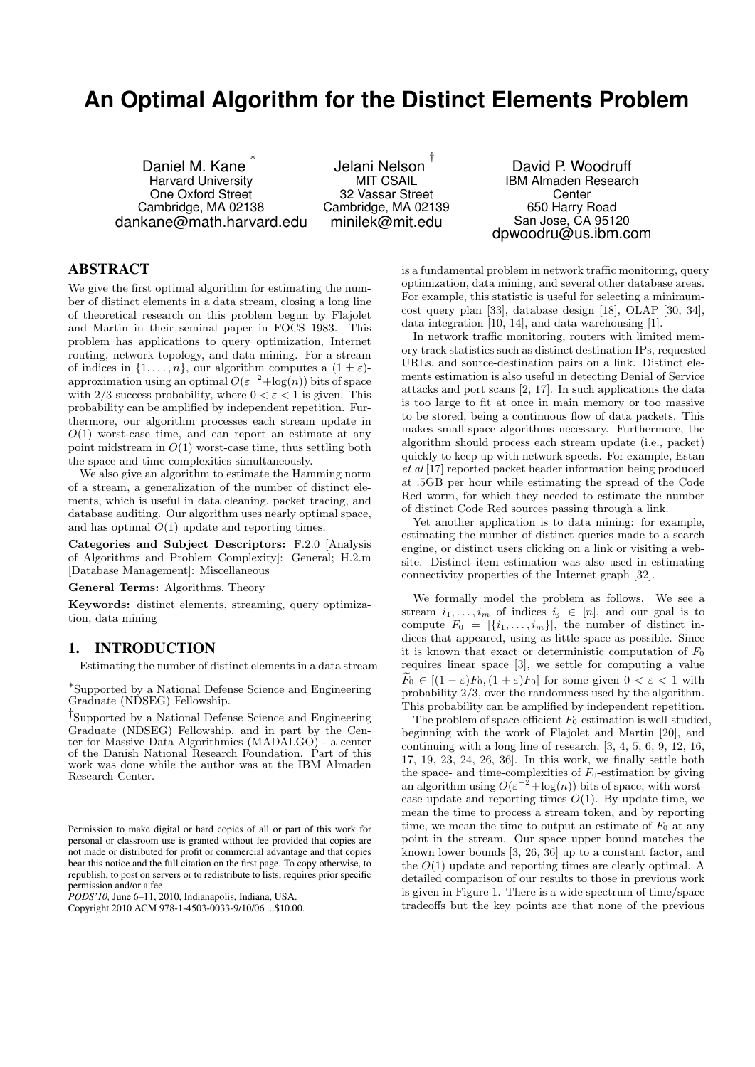# An Optimal Algorithm for the Distinct Elements Problem

Daniel M. Kane [*]
Harvard University
One Oxford Street
Cambridge, MA 02138
dankane@math.harvard.edu

Jelani Nelson [†]
MIT CSAIL
32 Vassar Street
Cambridge, MA 02139
minilek@mit.edu

David P. Woodruff
IBM Almaden Research Center
650 Harry Road
San Jose, CA 95120
dpwoodru@us.ibm.com

## ABSTRACT

We give the first optimal algorithm for estimating the number of distinct elements in a data stream, closing a long line of theoretical research on this problem begun by Flajolet and Martin in their seminal paper in FOCS 1983. This problem has applications to query optimization, Internet routing, network topology, and data mining. For a stream of indices in $\{1, \ldots, n\}$, our algorithm computes a $(1 \pm \varepsilon)$-approximation using an optimal $O(\varepsilon^{-2}+\log(n))$ bits of space with 2/3 success probability, where $0 < \varepsilon < 1$ is given. This probability can be amplified by independent repetition. Furthermore, our algorithm processes each stream update in $O(1)$ worst-case time, and can report an estimate at any point midstream in $O(1)$ worst-case time, thus settling both the space and time complexities simultaneously.

We also give an algorithm to estimate the Hamming norm of a stream, a generalization of the number of distinct elements, which is useful in data cleaning, packet tracing, and database auditing. Our algorithm uses nearly optimal space, and has optimal $O(1)$ update and reporting times.

**Categories and Subject Descriptors:** F.2.0 [Analysis of Algorithms and Problem Complexity]: General; H.2.m [Database Management]: Miscellaneous

**General Terms:** Algorithms, Theory

**Keywords:** distinct elements, streaming, query optimization, data mining

## 1. INTRODUCTION

Estimating the number of distinct elements in a data stream is a fundamental problem in network traffic monitoring, query optimization, data mining, and several other database areas. For example, this statistic is useful for selecting a minimum-cost query plan [33], database design [18], OLAP [30, 34], data integration [10, 14], and data warehousing [1].

In network traffic monitoring, routers with limited memory track statistics such as distinct destination IPs, requested URLs, and source-destination pairs on a link. Distinct elements estimation is also useful in detecting Denial of Service attacks and port scans [2, 17]. In such applications the data is too large to fit at once in main memory or too massive to be stored, being a continuous flow of data packets. This makes small-space algorithms necessary. Furthermore, the algorithm should process each stream update (i.e., packet) quickly to keep up with network speeds. For example, Estan *et al* [17] reported packet header information being produced at .5GB per hour while estimating the spread of the Code Red worm, for which they needed to estimate the number of distinct Code Red sources passing through a link.

Yet another application is to data mining: for example, estimating the number of distinct queries made to a search engine, or distinct users clicking on a link or visiting a website. Distinct item estimation was also used in estimating connectivity properties of the Internet graph [32].

We formally model the problem as follows. We see a stream $i_1, \ldots, i_m$ of indices $i_j \in [n]$, and our goal is to compute $F_0 = |\{i_1, \ldots, i_m\}|$, the number of distinct indices that appeared, using as little space as possible. Since it is known that exact or deterministic computation of $F_0$ requires linear space [3], we settle for computing a value $\widetilde{F}_0 \in [(1-\varepsilon)F_0, (1+\varepsilon)F_0]$ for some given $0 < \varepsilon < 1$ with probability 2/3, over the randomness used by the algorithm. This probability can be amplified by independent repetition.

The problem of space-efficient $F_0$-estimation is well-studied, beginning with the work of Flajolet and Martin [20], and continuing with a long line of research, [3, 4, 5, 6, 9, 12, 16, 17, 19, 23, 24, 26, 36]. In this work, we finally settle both the space- and time-complexities of $F_0$-estimation by giving an algorithm using $O(\varepsilon^{-2}+\log(n))$ bits of space, with worst-case update and reporting times $O(1)$. By update time, we mean the time to process a stream token, and by reporting time, we mean the time to output an estimate of $F_0$ at any point in the stream. Our space upper bound matches the known lower bounds [3, 26, 36] up to a constant factor, and the $O(1)$ update and reporting times are clearly optimal. A detailed comparison of our results to those in previous work is given in Figure 1. There is a wide spectrum of time/space tradeoffs but the key points are that none of the previous

---

[*] Supported by a National Defense Science and Engineering Graduate (NDSEG) Fellowship.

[†] Supported by a National Defense Science and Engineering Graduate (NDSEG) Fellowship, and in part by the Center for Massive Data Algorithmics (MADALGO) - a center of the Danish National Research Foundation. Part of this work was done while the author was at the IBM Almaden Research Center.

Permission to make digital or hard copies of all or part of this work for personal or classroom use is granted without fee provided that copies are not made or distributed for profit or commercial advantage and that copies bear this notice and the full citation on the first page. To copy otherwise, to republish, to post on servers or to redistribute to lists, requires prior specific permission and/or a fee.
*PODS'10,* June 6–11, 2010, Indianapolis, Indiana, USA.
Copyright 2010 ACM 978-1-4503-0033-9/10/06 ...$10.00.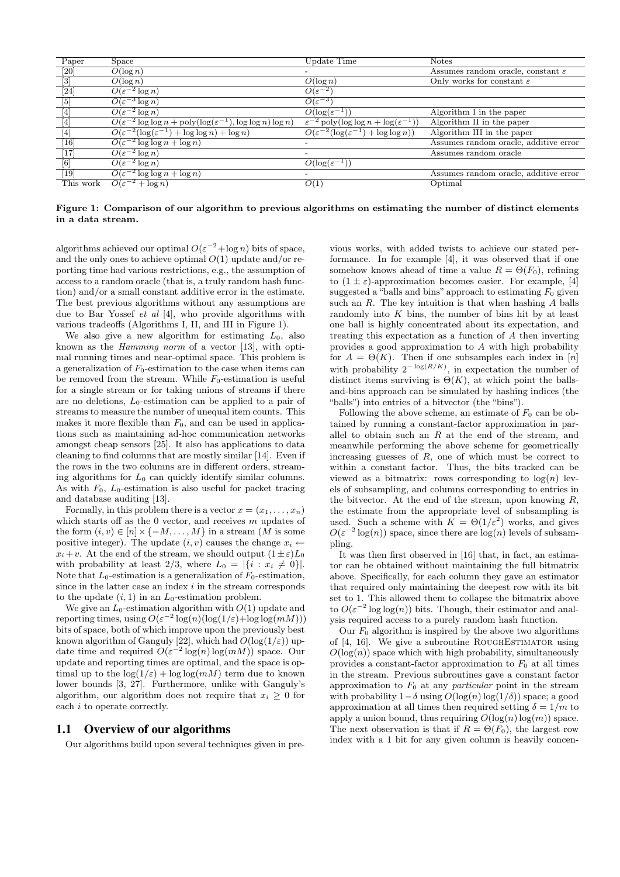| Paper | Space | Update Time | Notes |
|---|---|---|---|
| [20] | $O(\log n)$ | - | Assumes random oracle, constant $\varepsilon$ |
| [3] | $O(\log n)$ | $O(\log n)$ | Only works for constant $\varepsilon$ |
| [24] | $O(\varepsilon^{-2} \log n)$ | $O(\varepsilon^{-2})$ | |
| [5] | $O(\varepsilon^{-3} \log n)$ | $O(\varepsilon^{-3})$ | |
| [4] | $O(\varepsilon^{-2} \log n)$ | $O(\log(\varepsilon^{-1}))$ | Algorithm I in the paper |
| [4] | $O(\varepsilon^{-2} \log \log n + \text{poly}(\log(\varepsilon^{-1}), \log \log n) \log n)$ | $\varepsilon^{-2} \text{poly}(\log \log n + \log(\varepsilon^{-1}))$ | Algorithm II in the paper |
| [4] | $O(\varepsilon^{-2}(\log(\varepsilon^{-1}) + \log \log n) + \log n)$ | $O(\varepsilon^{-2}(\log(\varepsilon^{-1}) + \log \log n))$ | Algorithm III in the paper |
| [16] | $O(\varepsilon^{-2} \log \log n + \log n)$ | - | Assumes random oracle, additive error |
| [17] | $O(\varepsilon^{-2} \log n)$ | - | Assumes random oracle |
| [6] | $O(\varepsilon^{-2} \log n)$ | $O(\log(\varepsilon^{-1}))$ | |
| [19] | $O(\varepsilon^{-2} \log \log n + \log n)$ | - | Assumes random oracle, additive error |
| This work | $O(\varepsilon^{-2} + \log n)$ | $O(1)$ | Optimal |

**Figure 1: Comparison of our algorithm to previous algorithms on estimating the number of distinct elements in a data stream.**

algorithms achieved our optimal $O(\varepsilon^{-2}+\log n)$ bits of space, and the only ones to achieve optimal $O(1)$ update and/or reporting time had various restrictions, e.g., the assumption of access to a random oracle (that is, a truly random hash function) and/or a small constant additive error in the estimate. The best previous algorithms without any assumptions are due to Bar Yossef *et al* [4], who provide algorithms with various tradeoffs (Algorithms I, II, and III in Figure 1).

We also give a new algorithm for estimating $L_0$, also known as the *Hamming norm* of a vector [13], with optimal running times and near-optimal space. This problem is a generalization of $F_0$-estimation to the case when items can be removed from the stream. While $F_0$-estimation is useful for a single stream or for taking unions of streams if there are no deletions, $L_0$-estimation can be applied to a pair of streams to measure the number of unequal item counts. This makes it more flexible than $F_0$, and can be used in applications such as maintaining ad-hoc communication networks amongst cheap sensors [25]. It also has applications to data cleaning to find columns that are mostly similar [14]. Even if the rows in the two columns are in different orders, streaming algorithms for $L_0$ can quickly identify similar columns. As with $F_0$, $L_0$-estimation is also useful for packet tracing and database auditing [13].

Formally, in this problem there is a vector $x = (x_1, \ldots, x_n)$ which starts off as the 0 vector, and receives $m$ updates of the form $(i, v) \in [n] \times \{-M, \ldots, M\}$ in a stream ($M$ is some positive integer). The update $(i, v)$ causes the change $x_i \leftarrow x_i + v$. At the end of the stream, we should output $(1 \pm \varepsilon)L_0$ with probability at least 2/3, where $L_0 = |\{i : x_i \neq 0\}|$. Note that $L_0$-estimation is a generalization of $F_0$-estimation, since in the latter case an index $i$ in the stream corresponds to the update $(i, 1)$ in an $L_0$-estimation problem.

We give an $L_0$-estimation algorithm with $O(1)$ update and reporting times, using $O(\varepsilon^{-2}\log(n)(\log(1/\varepsilon)+\log\log(mM)))$ bits of space, both of which improve upon the previously best known algorithm of Ganguly [22], which had $O(\log(1/\varepsilon))$ update time and required $O(\varepsilon^{-2}\log(n)\log(mM))$ space. Our update and reporting times are optimal, and the space is optimal up to the $\log(1/\varepsilon) + \log\log(mM)$ term due to known lower bounds [3, 27]. Furthermore, unlike with Ganguly's algorithm, our algorithm does not require that $x_i \geq 0$ for each $i$ to operate correctly.

## 1.1 Overview of our algorithms

Our algorithms build upon several techniques given in previous works, with added twists to achieve our stated performance. In for example [4], it was observed that if one somehow knows ahead of time a value $R = \Theta(F_0)$, refining to $(1 \pm \varepsilon)$-approximation becomes easier. For example, [4] suggested a "balls and bins" approach to estimating $F_0$ given such an $R$. The key intuition is that when hashing $A$ balls randomly into $K$ bins, the number of bins hit by at least one ball is highly concentrated about its expectation, and treating this expectation as a function of $A$ then inverting provides a good approximation to $A$ with high probability for $A = \Theta(K)$. Then if one subsamples each index in $[n]$ with probability $2^{-\log(R/K)}$, in expectation the number of distinct items surviving is $\Theta(K)$, at which point the balls-and-bins approach can be simulated by hashing indices (the "balls") into entries of a bitvector (the "bins").

Following the above scheme, an estimate of $F_0$ can be obtained by running a constant-factor approximation in parallel to obtain such an $R$ at the end of the stream, and meanwhile performing the above scheme for geometrically increasing guesses of $R$, one of which must be correct to within a constant factor. Thus, the bits tracked can be viewed as a bitmatrix: rows corresponding to $\log(n)$ levels of subsampling, and columns corresponding to entries in the bitvector. At the end of the stream, upon knowing $R$, the estimate from the appropriate level of subsampling is used. Such a scheme with $K = \Theta(1/\varepsilon^2)$ works, and gives $O(\varepsilon^{-2}\log(n))$ space, since there are $\log(n)$ levels of subsampling.

It was then first observed in [16] that, in fact, an estimator can be obtained without maintaining the full bitmatrix above. Specifically, for each column they gave an estimator that required only maintaining the deepest row with its bit set to 1. This allowed them to collapse the bitmatrix above to $O(\varepsilon^{-2}\log\log(n))$ bits. Though, their estimator and analysis required access to a purely random hash function.

Our $F_0$ algorithm is inspired by the above two algorithms of [4, 16]. We give a subroutine RoughEstimator using $O(\log(n))$ space which with high probability, simultaneously provides a constant-factor approximation to $F_0$ at all times in the stream. Previous subroutines gave a constant factor approximation to $F_0$ at any *particular* point in the stream with probability $1-\delta$ using $O(\log(n)\log(1/\delta))$ space; a good approximation at all times then required setting $\delta = 1/m$ to apply a union bound, thus requiring $O(\log(n)\log(m))$ space. The next observation is that if $R = \Theta(F_0)$, the largest row index with a 1 bit for any given column is heavily concen-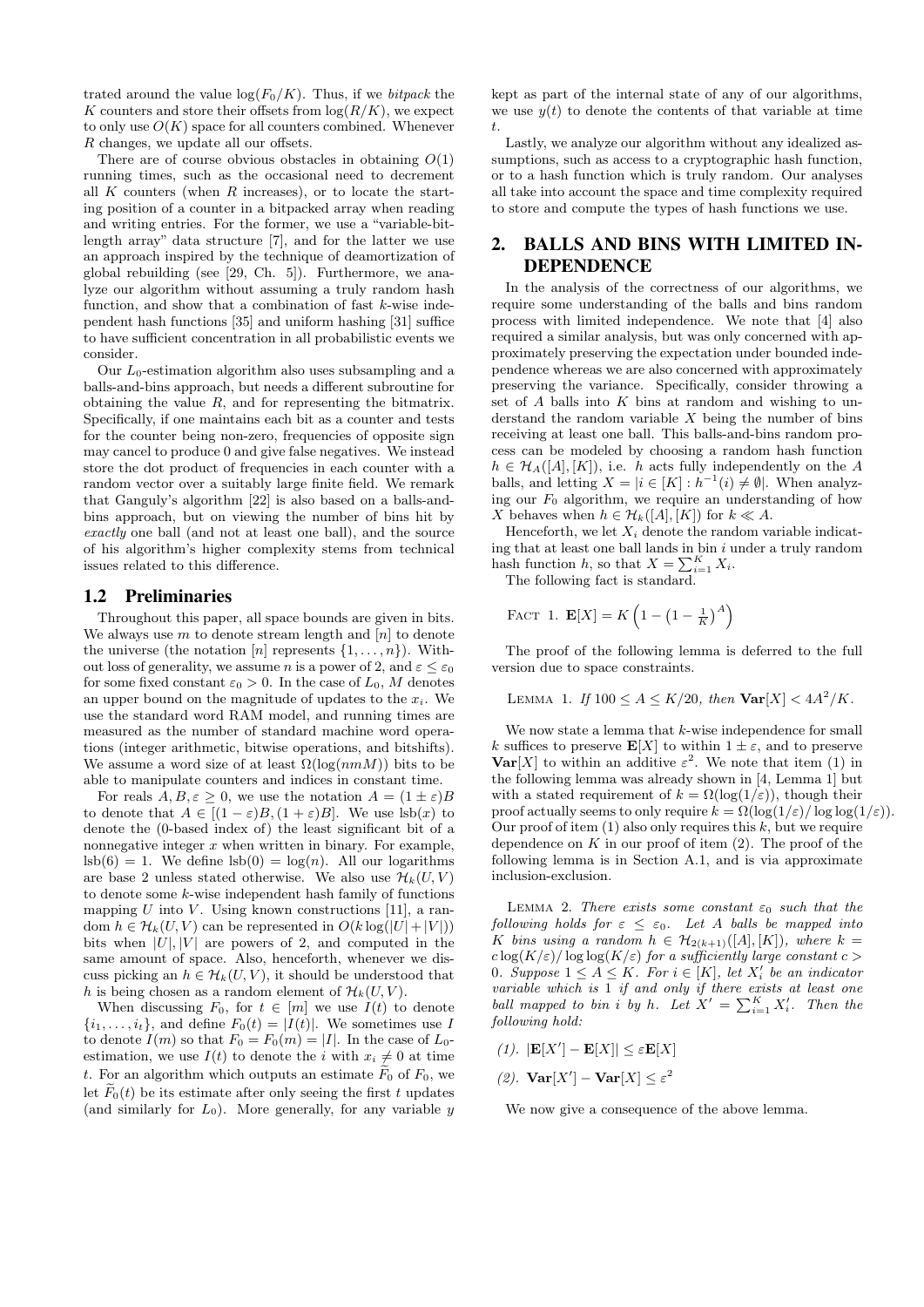trated around the value $\log(F_0/K)$. Thus, if we *bitpack* the $K$ counters and store their offsets from $\log(R/K)$, we expect to only use $O(K)$ space for all counters combined. Whenever $R$ changes, we update all our offsets.

There are of course obvious obstacles in obtaining $O(1)$ running times, such as the occasional need to decrement all $K$ counters (when $R$ increases), or to locate the starting position of a counter in a bitpacked array when reading and writing entries. For the former, we use a "variable-bit-length array" data structure [7], and for the latter we use an approach inspired by the technique of deamortization of global rebuilding (see [29, Ch. 5]). Furthermore, we analyze our algorithm without assuming a truly random hash function, and show that a combination of fast $k$-wise independent hash functions [35] and uniform hashing [31] suffice to have sufficient concentration in all probabilistic events we consider.

Our $L_0$-estimation algorithm also uses subsampling and a balls-and-bins approach, but needs a different subroutine for obtaining the value $R$, and for representing the bitmatrix. Specifically, if one maintains each bit as a counter and tests for the counter being non-zero, frequencies of opposite sign may cancel to produce 0 and give false negatives. We instead store the dot product of frequencies in each counter with a random vector over a suitably large finite field. We remark that Ganguly's algorithm [22] is also based on a balls-and-bins approach, but on viewing the number of bins hit by *exactly* one ball (and not at least one ball), and the source of his algorithm's higher complexity stems from technical issues related to this difference.

### 1.2 Preliminaries

Throughout this paper, all space bounds are given in bits. We always use $m$ to denote stream length and $[n]$ to denote the universe (the notation $[n]$ represents $\{1, \ldots, n\}$). Without loss of generality, we assume $n$ is a power of 2, and $\varepsilon \le \varepsilon_0$ for some fixed constant $\varepsilon_0 > 0$. In the case of $L_0$, $M$ denotes an upper bound on the magnitude of updates to the $x_i$. We use the standard word RAM model, and running times are measured as the number of standard machine word operations (integer arithmetic, bitwise operations, and bitshifts). We assume a word size of at least $\Omega(\log(nmM))$ bits to be able to manipulate counters and indices in constant time.

For reals $A, B, \varepsilon \ge 0$, we use the notation $A = (1 \pm \varepsilon)B$ to denote that $A \in [(1-\varepsilon)B, (1+\varepsilon)B]$. We use $\mathrm{lsb}(x)$ to denote the (0-based index of) the least significant bit of a nonnegative integer $x$ when written in binary. For example, $\mathrm{lsb}(6) = 1$. We define $\mathrm{lsb}(0) = \log(n)$. All our logarithms are base 2 unless stated otherwise. We also use $\mathcal{H}_k(U, V)$ to denote some $k$-wise independent hash family of functions mapping $U$ into $V$. Using known constructions [11], a random $h \in \mathcal{H}_k(U, V)$ can be represented in $O(k \log(|U| + |V|))$ bits when $|U|, |V|$ are powers of 2, and computed in the same amount of space. Also, henceforth, whenever we discuss picking an $h \in \mathcal{H}_k(U, V)$, it should be understood that $h$ is being chosen as a random element of $\mathcal{H}_k(U, V)$.

When discussing $F_0$, for $t \in [m]$ we use $I(t)$ to denote $\{i_1, \ldots, i_t\}$, and define $F_0(t) = |I(t)|$. We sometimes use $I$ to denote $I(m)$ so that $F_0 = F_0(m) = |I|$. In the case of $L_0$-estimation, we use $I(t)$ to denote the $i$ with $x_i \ne 0$ at time $t$. For an algorithm which outputs an estimate $\widetilde{F}_0$ of $F_0$, we let $\widetilde{F}_0(t)$ be its estimate after only seeing the first $t$ updates (and similarly for $L_0$). More generally, for any variable $y$ kept as part of the internal state of any of our algorithms, we use $y(t)$ to denote the contents of that variable at time $t$.

Lastly, we analyze our algorithm without any idealized assumptions, such as access to a cryptographic hash function, or to a hash function which is truly random. Our analyses all take into account the space and time complexity required to store and compute the types of hash functions we use.

## 2. BALLS AND BINS WITH LIMITED INDEPENDENCE

In the analysis of the correctness of our algorithms, we require some understanding of the balls and bins random process with limited independence. We note that [4] also required a similar analysis, but was only concerned with approximately preserving the expectation under bounded independence whereas we are also concerned with approximately preserving the variance. Specifically, consider throwing a set of $A$ balls into $K$ bins at random and wishing to understand the random variable $X$ being the number of bins receiving at least one ball. This balls-and-bins random process can be modeled by choosing a random hash function $h \in \mathcal{H}_A([A], [K])$, i.e. $h$ acts fully independently on the $A$ balls, and letting $X = |i \in [K] : h^{-1}(i) \ne \emptyset|$. When analyzing our $F_0$ algorithm, we require an understanding of how $X$ behaves when $h \in \mathcal{H}_k([A], [K])$ for $k \ll A$.

Henceforth, we let $X_i$ denote the random variable indicating that at least one ball lands in bin $i$ under a truly random hash function $h$, so that $X = \sum_{i=1}^{K} X_i$.

The following fact is standard.

FACT 1. $\mathbf{E}[X] = K\left(1 - \left(1 - \frac{1}{K}\right)^A\right)$

The proof of the following lemma is deferred to the full version due to space constraints.

LEMMA 1. *If $100 \le A \le K/20$, then $\mathbf{Var}[X] < 4A^2/K$.*

We now state a lemma that $k$-wise independence for small $k$ suffices to preserve $\mathbf{E}[X]$ to within $1 \pm \varepsilon$, and to preserve $\mathbf{Var}[X]$ to within an additive $\varepsilon^2$. We note that item (1) in the following lemma was already shown in [4, Lemma 1] but with a stated requirement of $k = \Omega(\log(1/\varepsilon))$, though their proof actually seems to only require $k = \Omega(\log(1/\varepsilon)/\log\log(1/\varepsilon))$. Our proof of item (1) also only requires this $k$, but we require dependence on $K$ in our proof of item (2). The proof of the following lemma is in Section A.1, and is via approximate inclusion-exclusion.

LEMMA 2. *There exists some constant $\varepsilon_0$ such that the following holds for $\varepsilon \le \varepsilon_0$. Let $A$ balls be mapped into $K$ bins using a random $h \in \mathcal{H}_{2(k+1)}([A], [K])$, where $k = c\log(K/\varepsilon)/\log\log(K/\varepsilon)$ for a sufficiently large constant $c > 0$. Suppose $1 \le A \le K$. For $i \in [K]$, let $X'_i$ be an indicator variable which is 1 if and only if there exists at least one ball mapped to bin $i$ by $h$. Let $X' = \sum_{i=1}^{K} X'_i$. Then the following hold:*

*(1).* $|\mathbf{E}[X'] - \mathbf{E}[X]| \le \varepsilon\mathbf{E}[X]$

*(2).* $\mathbf{Var}[X'] - \mathbf{Var}[X] \le \varepsilon^2$

We now give a consequence of the above lemma.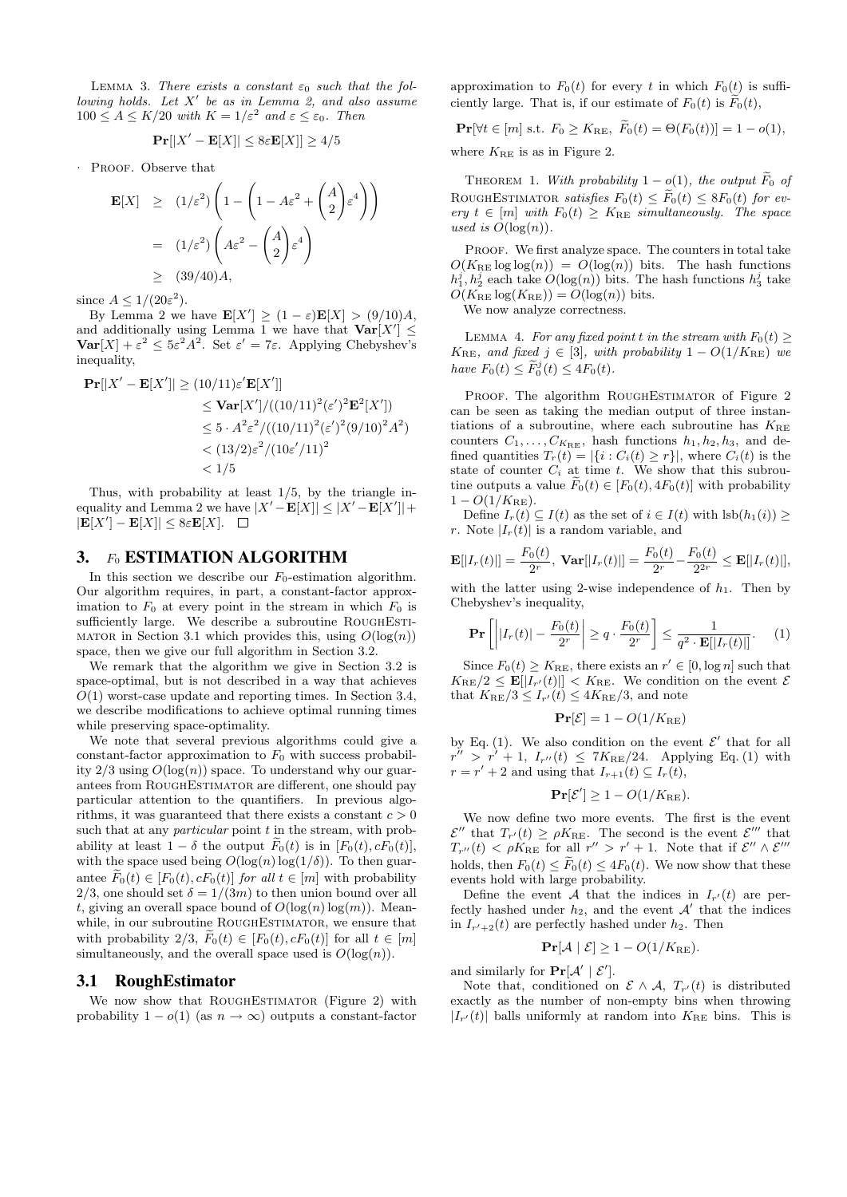LEMMA 3. *There exists a constant $\varepsilon_0$ such that the following holds. Let $X'$ be as in Lemma 2, and also assume $100 \leq A \leq K/20$ with $K = 1/\varepsilon^2$ and $\varepsilon \leq \varepsilon_0$. Then*

$$\mathbf{Pr}[|X' - \mathbf{E}[X]| \leq 8\varepsilon \mathbf{E}[X]] \geq 4/5$$

PROOF. Observe that

$$\begin{aligned}
\mathbf{E}[X] &\geq (1/\varepsilon^2)\left(1 - \left(1 - A\varepsilon^2 + \binom{A}{2}\varepsilon^4\right)\right) \\
&= (1/\varepsilon^2)\left(A\varepsilon^2 - \binom{A}{2}\varepsilon^4\right) \\
&\geq (39/40)A,
\end{aligned}$$

since $A \leq 1/(20\varepsilon^2)$.

By Lemma 2 we have $\mathbf{E}[X'] \geq (1-\varepsilon)\mathbf{E}[X] > (9/10)A$, and additionally using Lemma 1 we have that $\mathbf{Var}[X'] \leq \mathbf{Var}[X] + \varepsilon^2 \leq 5\varepsilon^2 A^2$. Set $\varepsilon' = 7\varepsilon$. Applying Chebyshev's inequality,

$$\begin{aligned}
\mathbf{Pr}[|X' - \mathbf{E}[X']| \geq (10/11)\varepsilon' \mathbf{E}[X']] &\\
&\leq \mathbf{Var}[X']/((10/11)^2(\varepsilon')^2\mathbf{E}^2[X']) \\
&\leq 5 \cdot A^2\varepsilon^2/((10/11)^2(\varepsilon')^2(9/10)^2A^2) \\
&< (13/2)\varepsilon^2/(10\varepsilon'/11)^2 \\
&< 1/5
\end{aligned}$$

Thus, with probability at least $1/5$, by the triangle inequality and Lemma 2 we have $|X' - \mathbf{E}[X]| \leq |X' - \mathbf{E}[X']| + |\mathbf{E}[X'] - \mathbf{E}[X]| \leq 8\varepsilon\mathbf{E}[X]$. □

## 3. $F_0$ ESTIMATION ALGORITHM

In this section we describe our $F_0$-estimation algorithm. Our algorithm requires, in part, a constant-factor approximation to $F_0$ at every point in the stream in which $F_0$ is sufficiently large. We describe a subroutine ROUGHESTIMATOR in Section 3.1 which provides this, using $O(\log(n))$ space, then we give our full algorithm in Section 3.2.

We remark that the algorithm we give in Section 3.2 is space-optimal, but is not described in a way that achieves $O(1)$ worst-case update and reporting times. In Section 3.4, we describe modifications to achieve optimal running times while preserving space-optimality.

We note that several previous algorithms could give a constant-factor approximation to $F_0$ with success probability $2/3$ using $O(\log(n))$ space. To understand why our guarantees from ROUGHESTIMATOR are different, one should pay particular attention to the quantifiers. In previous algorithms, it was guaranteed that there exists a constant $c > 0$ such that at any *particular* point $t$ in the stream, with probability at least $1 - \delta$ the output $\widetilde{F}_0(t)$ is in $[F_0(t), cF_0(t)]$, with the space used being $O(\log(n)\log(1/\delta))$. To then guarantee $\widetilde{F}_0(t) \in [F_0(t), cF_0(t)]$ *for all* $t \in [m]$ with probability $2/3$, one should set $\delta = 1/(3m)$ to then union bound over all $t$, giving an overall space bound of $O(\log(n)\log(m))$. Meanwhile, in our subroutine ROUGHESTIMATOR, we ensure that with probability $2/3$, $\widetilde{F}_0(t) \in [F_0(t), cF_0(t)]$ for all $t \in [m]$ simultaneously, and the overall space used is $O(\log(n))$.

### 3.1 RoughEstimator

We now show that ROUGHESTIMATOR (Figure 2) with probability $1 - o(1)$ (as $n \to \infty$) outputs a constant-factor approximation to $F_0(t)$ for every $t$ in which $F_0(t)$ is sufficiently large. That is, if our estimate of $F_0(t)$ is $\widetilde{F}_0(t)$,

$$\mathbf{Pr}[\forall t \in [m] \text{ s.t. } F_0 \geq K_{\mathrm{RE}},\ \widetilde{F}_0(t) = \Theta(F_0(t))] = 1 - o(1),$$

where $K_{\mathrm{RE}}$ is as in Figure 2.

THEOREM 1. *With probability $1 - o(1)$, the output $\widetilde{F}_0$ of ROUGHESTIMATOR satisfies $F_0(t) \leq \widetilde{F}_0(t) \leq 8F_0(t)$ for every $t \in [m]$ with $F_0(t) \geq K_{\mathrm{RE}}$ simultaneously. The space used is $O(\log(n))$.*

PROOF. We first analyze space. The counters in total take $O(K_{\mathrm{RE}}\log\log(n)) = O(\log(n))$ bits. The hash functions $h_1^j, h_2^j$ each take $O(\log(n))$ bits. The hash functions $h_3^j$ take $O(K_{\mathrm{RE}}\log(K_{\mathrm{RE}})) = O(\log(n))$ bits.

We now analyze correctness.

LEMMA 4. *For any fixed point $t$ in the stream with $F_0(t) \geq K_{\mathrm{RE}}$, and fixed $j \in [3]$, with probability $1 - O(1/K_{\mathrm{RE}})$ we have $F_0(t) \leq \widetilde{F}_0^j(t) \leq 4F_0(t)$.*

PROOF. The algorithm ROUGHESTIMATOR of Figure 2 can be seen as taking the median output of three instantiations of a subroutine, where each subroutine has $K_{\mathrm{RE}}$ counters $C_1, \ldots, C_{K_{\mathrm{RE}}}$, hash functions $h_1, h_2, h_3$, and defined quantities $T_r(t) = |\{i : C_i(t) \geq r\}|$, where $C_i(t)$ is the state of counter $C_i$ at time $t$. We show that this subroutine outputs a value $\widetilde{F}_0(t) \in [F_0(t), 4F_0(t)]$ with probability $1 - O(1/K_{\mathrm{RE}})$.

Define $I_r(t) \subseteq I(t)$ as the set of $i \in I(t)$ with $\mathrm{lsb}(h_1(i)) \geq r$. Note $|I_r(t)|$ is a random variable, and

$$\mathbf{E}[|I_r(t)|] = \frac{F_0(t)}{2^r},\ \mathbf{Var}[|I_r(t)|] = \frac{F_0(t)}{2^r} - \frac{F_0(t)}{2^{2r}} \leq \mathbf{E}[|I_r(t)|],$$

with the latter using 2-wise independence of $h_1$. Then by Chebyshev's inequality,

$$\mathbf{Pr}\left[\left||I_r(t)| - \frac{F_0(t)}{2^r}\right| \geq q \cdot \frac{F_0(t)}{2^r}\right] \leq \frac{1}{q^2 \cdot \mathbf{E}[|I_r(t)|]}. \quad (1)$$

Since $F_0(t) \geq K_{\mathrm{RE}}$, there exists an $r' \in [0, \log n]$ such that $K_{\mathrm{RE}}/2 \leq \mathbf{E}[|I_{r'}(t)|] < K_{\mathrm{RE}}$. We condition on the event $\mathcal{E}$ that $K_{\mathrm{RE}}/3 \leq I_{r'}(t) \leq 4K_{\mathrm{RE}}/3$, and note

$$\mathbf{Pr}[\mathcal{E}] = 1 - O(1/K_{\mathrm{RE}})$$

by Eq. (1). We also condition on the event $\mathcal{E}'$ that for all $r'' > r' + 1$, $I_{r''}(t) \leq 7K_{\mathrm{RE}}/24$. Applying Eq. (1) with $r = r' + 2$ and using that $I_{r+1}(t) \subseteq I_r(t)$,

$$\mathbf{Pr}[\mathcal{E}'] \geq 1 - O(1/K_{\mathrm{RE}}).$$

We now define two more events. The first is the event $\mathcal{E}''$ that $T_{r'}(t) \geq \rho K_{\mathrm{RE}}$. The second is the event $\mathcal{E}'''$ that $T_{r''}(t) < \rho K_{\mathrm{RE}}$ for all $r'' > r' + 1$. Note that if $\mathcal{E}'' \wedge \mathcal{E}'''$ holds, then $F_0(t) \leq \widetilde{F}_0(t) \leq 4F_0(t)$. We now show that these events hold with large probability.

Define the event $\mathcal{A}$ that the indices in $I_{r'}(t)$ are perfectly hashed under $h_2$, and the event $\mathcal{A}'$ that the indices in $I_{r'+2}(t)$ are perfectly hashed under $h_2$. Then

$$\mathbf{Pr}[\mathcal{A} \mid \mathcal{E}] \geq 1 - O(1/K_{\mathrm{RE}}).$$

and similarly for $\mathbf{Pr}[\mathcal{A}' \mid \mathcal{E}']$.

Note that, conditioned on $\mathcal{E} \wedge \mathcal{A}$, $T_{r'}(t)$ is distributed exactly as the number of non-empty bins when throwing $|I_{r'}(t)|$ balls uniformly at random into $K_{\mathrm{RE}}$ bins. This is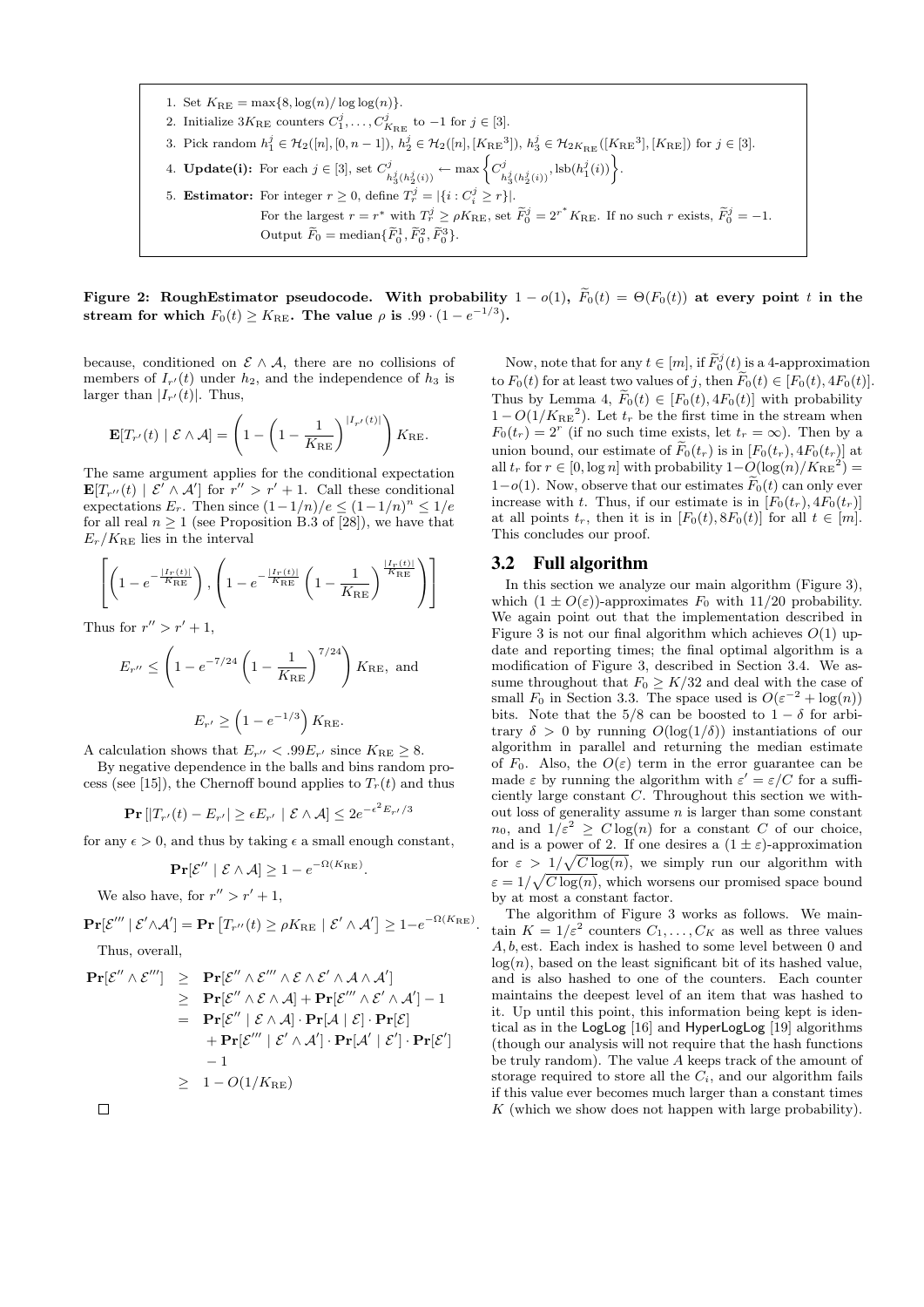1. Set $K_{\rm RE} = \max\{8, \log(n)/\log\log(n)\}$.
2. Initialize $3K_{\rm RE}$ counters $C_1^j, \ldots, C_{K_{\rm RE}}^j$ to $-1$ for $j \in [3]$.
3. Pick random $h_1^j \in \mathcal{H}_2([n], [0, n-1])$, $h_2^j \in \mathcal{H}_2([n], [K_{\rm RE}{}^3])$, $h_3^j \in \mathcal{H}_{2K_{\rm RE}}([K_{\rm RE}{}^3], [K_{\rm RE}])$ for $j \in [3]$.
4. **Update(i):** For each $j \in [3]$, set $C^j_{h_3^j(h_2^j(i))} \leftarrow \max\left\{C^j_{h_3^j(h_2^j(i))}, \text{lsb}(h_1^j(i))\right\}$.
5. **Estimator:** For integer $r \geq 0$, define $T_r^j = |\{i : C_i^j \geq r\}|$.
   For the largest $r = r^*$ with $T_r^j \geq \rho K_{\rm RE}$, set $\widetilde{F}_0^j = 2^{r^*} K_{\rm RE}$. If no such $r$ exists, $\widetilde{F}_0^j = -1$.
   Output $\widetilde{F}_0 = \text{median}\{\widetilde{F}_0^1, \widetilde{F}_0^2, \widetilde{F}_0^3\}$.

**Figure 2: RoughEstimator pseudocode. With probability $1 - o(1)$, $\widetilde{F}_0(t) = \Theta(F_0(t))$ at every point $t$ in the stream for which $F_0(t) \geq K_{\rm RE}$. The value $\rho$ is $.99 \cdot (1 - e^{-1/3})$.**

because, conditioned on $\mathcal{E} \wedge \mathcal{A}$, there are no collisions of members of $I_{r'}(t)$ under $h_2$, and the independence of $h_3$ is larger than $|I_{r'}(t)|$. Thus,

$$\mathbf{E}[T_{r'}(t) \mid \mathcal{E} \wedge \mathcal{A}] = \left(1 - \left(1 - \frac{1}{K_{\rm RE}}\right)^{|I_{r'}(t)|}\right) K_{\rm RE}.$$

The same argument applies for the conditional expectation $\mathbf{E}[T_{r''}(t) \mid \mathcal{E}' \wedge \mathcal{A}']$ for $r'' > r' + 1$. Call these conditional expectations $E_r$. Then since $(1 - 1/n)/e \leq (1 - 1/n)^n \leq 1/e$ for all real $n \geq 1$ (see Proposition B.3 of [28]), we have that $E_r/K_{\rm RE}$ lies in the interval

$$\left[\left(1 - e^{-\frac{|I_r(t)|}{K_{\rm RE}}}\right), \left(1 - e^{-\frac{|I_r(t)|}{K_{\rm RE}}}\left(1 - \frac{1}{K_{\rm RE}}\right)^{\frac{|I_r(t)|}{K_{\rm RE}}}\right)\right]$$

Thus for $r'' > r' + 1$,

$$E_{r''} \leq \left(1 - e^{-7/24}\left(1 - \frac{1}{K_{\rm RE}}\right)^{7/24}\right) K_{\rm RE}, \text{ and}$$

$$E_{r'} \geq \left(1 - e^{-1/3}\right) K_{\rm RE}.$$

A calculation shows that $E_{r''} < .99 E_{r'}$ since $K_{\rm RE} \geq 8$.

By negative dependence in the balls and bins random process (see [15]), the Chernoff bound applies to $T_r(t)$ and thus

$$\mathbf{Pr}\left[|T_{r'}(t) - E_{r'}| \geq \epsilon E_{r'} \mid \mathcal{E} \wedge \mathcal{A}\right] \leq 2e^{-\epsilon^2 E_{r'}/3}$$

for any $\epsilon > 0$, and thus by taking $\epsilon$ a small enough constant,

$$\mathbf{Pr}[\mathcal{E}'' \mid \mathcal{E} \wedge \mathcal{A}] \geq 1 - e^{-\Omega(K_{\rm RE})}.$$

We also have, for $r'' > r' + 1$,

$$\mathbf{Pr}[\mathcal{E}''' \mid \mathcal{E}' \wedge \mathcal{A}'] = \mathbf{Pr}\left[T_{r''}(t) \geq \rho K_{\rm RE} \mid \mathcal{E}' \wedge \mathcal{A}'\right] \geq 1 - e^{-\Omega(K_{\rm RE})}.$$

Thus, overall,

$$\begin{aligned}
\mathbf{Pr}[\mathcal{E}'' \wedge \mathcal{E}'''] &\geq \mathbf{Pr}[\mathcal{E}'' \wedge \mathcal{E}''' \wedge \mathcal{E} \wedge \mathcal{E}' \wedge \mathcal{A} \wedge \mathcal{A}'] \\
&\geq \mathbf{Pr}[\mathcal{E}'' \wedge \mathcal{E} \wedge \mathcal{A}] + \mathbf{Pr}[\mathcal{E}''' \wedge \mathcal{E}' \wedge \mathcal{A}'] - 1 \\
&= \mathbf{Pr}[\mathcal{E}'' \mid \mathcal{E} \wedge \mathcal{A}] \cdot \mathbf{Pr}[\mathcal{A} \mid \mathcal{E}] \cdot \mathbf{Pr}[\mathcal{E}] \\
&\quad + \mathbf{Pr}[\mathcal{E}''' \mid \mathcal{E}' \wedge \mathcal{A}'] \cdot \mathbf{Pr}[\mathcal{A}' \mid \mathcal{E}'] \cdot \mathbf{Pr}[\mathcal{E}'] \\
&\quad - 1 \\
&\geq 1 - O(1/K_{\rm RE})
\end{aligned}$$

□

Now, note that for any $t \in [m]$, if $\widetilde{F}_0^j(t)$ is a 4-approximation to $F_0(t)$ for at least two values of $j$, then $\widetilde{F}_0(t) \in [F_0(t), 4F_0(t)]$. Thus by Lemma 4, $\widetilde{F}_0(t) \in [F_0(t), 4F_0(t)]$ with probability $1 - O(1/K_{\rm RE}{}^2)$. Let $t_r$ be the first time in the stream when $F_0(t_r) = 2^r$ (if no such time exists, let $t_r = \infty$). Then by a union bound, our estimate of $\widetilde{F}_0(t_r)$ is in $[F_0(t_r), 4F_0(t_r)]$ at all $t_r$ for $r \in [0, \log n]$ with probability $1 - O(\log(n)/K_{\rm RE}{}^2) = 1 - o(1)$. Now, observe that our estimates $\widetilde{F}_0(t)$ can only ever increase with $t$. Thus, if our estimate is in $[F_0(t_r), 4F_0(t_r)]$ at all points $t_r$, then it is in $[F_0(t), 8F_0(t)]$ for all $t \in [m]$. This concludes our proof.

## 3.2 Full algorithm

In this section we analyze our main algorithm (Figure 3), which $(1 \pm O(\varepsilon))$-approximates $F_0$ with $11/20$ probability. We again point out that the implementation described in Figure 3 is not our final algorithm which achieves $O(1)$ update and reporting times; the final optimal algorithm is a modification of Figure 3, described in Section 3.4. We assume throughout that $F_0 \geq K/32$ and deal with the case of small $F_0$ in Section 3.3. The space used is $O(\varepsilon^{-2} + \log(n))$ bits. Note that the $5/8$ can be boosted to $1 - \delta$ for arbitrary $\delta > 0$ by running $O(\log(1/\delta))$ instantiations of our algorithm in parallel and returning the median estimate of $F_0$. Also, the $O(\varepsilon)$ term in the error guarantee can be made $\varepsilon$ by running the algorithm with $\varepsilon' = \varepsilon/C$ for a sufficiently large constant $C$. Throughout this section we without loss of generality assume $n$ is larger than some constant $n_0$, and $1/\varepsilon^2 \geq C\log(n)$ for a constant $C$ of our choice, and is a power of 2. If one desires a $(1 \pm \varepsilon)$-approximation for $\varepsilon > 1/\sqrt{C\log(n)}$, we simply run our algorithm with $\varepsilon = 1/\sqrt{C\log(n)}$, which worsens our promised space bound by at most a constant factor.

The algorithm of Figure 3 works as follows. We maintain $K = 1/\varepsilon^2$ counters $C_1, \ldots, C_K$ as well as three values $A, b, \text{est}$. Each index is hashed to some level between 0 and $\log(n)$, based on the least significant bit of its hashed value, and is also hashed to one of the counters. Each counter maintains the deepest level of an item that was hashed to it. Up until this point, this information being kept is identical as in the LogLog [16] and HyperLogLog [19] algorithms (though our analysis will not require that the hash functions be truly random). The value $A$ keeps track of the amount of storage required to store all the $C_i$, and our algorithm fails if this value ever becomes much larger than a constant times $K$ (which we show does not happen with large probability).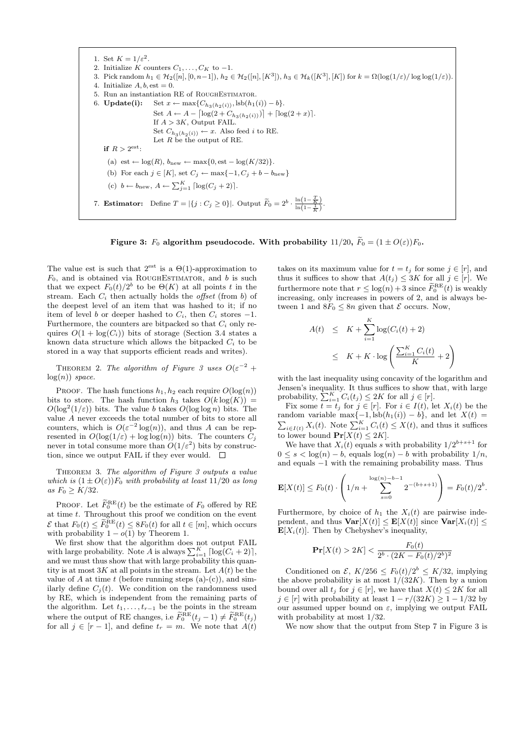1. Set $K = 1/\varepsilon^2$.
2. Initialize $K$ counters $C_1, \ldots, C_K$ to $-1$.
3. Pick random $h_1 \in \mathcal{H}_2([n], [0, n-1])$, $h_2 \in \mathcal{H}_2([n], [K^3])$, $h_3 \in \mathcal{H}_k([K^3], [K])$ for $k = \Omega(\log(1/\varepsilon)/\log\log(1/\varepsilon))$.
4. Initialize $A, b, \text{est} = 0$.
5. Run an instantiation RE of RoughEstimator.
6. **Update(i):** Set $x \leftarrow \max\{C_{h_3(h_2(i))}, \text{lsb}(h_1(i)) - b\}$.
   Set $A \leftarrow A - \lceil \log(2 + C_{h_3(h_2(i))}) \rceil + \lceil \log(2 + x) \rceil$.
   If $A > 3K$, Output FAIL.
   Set $C_{h_3(h_2(i))} \leftarrow x$. Also feed $i$ to RE.
   Let $R$ be the output of RE.

   **if** $R > 2^{\text{est}}$:

   (a) $\text{est} \leftarrow \log(R)$, $b_{\text{new}} \leftarrow \max\{0, \text{est} - \log(K/32)\}$.

   (b) For each $j \in [K]$, set $C_j \leftarrow \max\{-1, C_j + b - b_{\text{new}}\}$

   (c) $b \leftarrow b_{\text{new}}$, $A \leftarrow \sum_{j=1}^{K} \lceil \log(C_j + 2) \rceil$.
7. **Estimator:** Define $T = |\{j : C_j \geq 0\}|$. Output $\widetilde{F}_0 = 2^b \cdot \frac{\ln(1 - \frac{T}{K})}{\ln(1 - \frac{1}{K})}$.

**Figure 3: $F_0$ algorithm pseudocode. With probability 11/20, $\widetilde{F}_0 = (1 \pm O(\varepsilon))F_0$.**

The value est is such that $2^{\text{est}}$ is a $\Theta(1)$-approximation to $F_0$, and is obtained via RoughEstimator, and $b$ is such that we expect $F_0(t)/2^b$ to be $\Theta(K)$ at all points $t$ in the stream. Each $C_i$ then actually holds the *offset* (from $b$) of the deepest level of an item that was hashed to it; if no item of level $b$ or deeper hashed to $C_i$, then $C_i$ stores $-1$. Furthermore, the counters are bitpacked so that $C_i$ only requires $O(1 + \log(C_i))$ bits of storage (Section 3.4 states a known data structure which allows the bitpacked $C_i$ to be stored in a way that supports efficient reads and writes).

Theorem 2. *The algorithm of Figure 3 uses $O(\varepsilon^{-2} + \log(n))$ space.*

Proof. The hash functions $h_1, h_2$ each require $O(\log(n))$ bits to store. The hash function $h_3$ takes $O(k \log(K)) = O(\log^2(1/\varepsilon))$ bits. The value $b$ takes $O(\log\log n)$ bits. The value $A$ never exceeds the total number of bits to store all counters, which is $O(\varepsilon^{-2}\log(n))$, and thus $A$ can be represented in $O(\log(1/\varepsilon) + \log\log(n))$ bits. The counters $C_j$ never in total consume more than $O(1/\varepsilon^2)$ bits by construction, since we output FAIL if they ever would. $\square$

Theorem 3. *The algorithm of Figure 3 outputs a value which is $(1 \pm O(\varepsilon))F_0$ with probability at least 11/20 as long as $F_0 \geq K/32$.*

Proof. Let $\widetilde{F}_0^{\text{RE}}(t)$ be the estimate of $F_0$ offered by RE at time $t$. Throughout this proof we condition on the event $\mathcal{E}$ that $F_0(t) \leq \widetilde{F}_0^{\text{RE}}(t) \leq 8F_0(t)$ for all $t \in [m]$, which occurs with probability $1 - o(1)$ by Theorem 1.

We first show that the algorithm does not output FAIL with large probability. Note $A$ is always $\sum_{i=1}^{K} \lceil \log(C_i + 2) \rceil$, and we must thus show that with large probability this quantity is at most $3K$ at all points in the stream. Let $A(t)$ be the value of $A$ at time $t$ (before running steps (a)-(c)), and similarly define $C_j(t)$. We condition on the randomness used by RE, which is independent from the remaining parts of the algorithm. Let $t_1, \ldots, t_{r-1}$ be the points in the stream where the output of RE changes, i.e $\widetilde{F}_0^{\text{RE}}(t_j - 1) \neq \widetilde{F}_0^{\text{RE}}(t_j)$ for all $j \in [r-1]$, and define $t_r = m$. We note that $A(t)$ takes on its maximum value for $t = t_j$ for some $j \in [r]$, and thus it suffices to show that $A(t_j) \leq 3K$ for all $j \in [r]$. We furthermore note that $r \leq \log(n) + 3$ since $\widetilde{F}_0^{\text{RE}}(t)$ is weakly increasing, only increases in powers of 2, and is always between 1 and $8F_0 \leq 8n$ given that $\mathcal{E}$ occurs. Now,

$$
\begin{aligned}
A(t) &\leq K + \sum_{i=1}^{K} \log(C_i(t) + 2) \\
&\leq K + K \cdot \log\left(\frac{\sum_{i=1}^{K} C_i(t)}{K} + 2\right)
\end{aligned}
$$

with the last inequality using concavity of the logarithm and Jensen's inequality. It thus suffices to show that, with large probability, $\sum_{i=1}^{K} C_i(t_j) \leq 2K$ for all $j \in [r]$.

Fix some $t = t_j$ for $j \in [r]$. For $i \in I(t)$, let $X_i(t)$ be the random variable $\max\{-1, \text{lsb}(h_1(i)) - b\}$, and let $X(t) = \sum_{i \in I(t)} X_i(t)$. Note $\sum_{i=1}^{K} C_i(t) \leq X(t)$, and thus it suffices to lower bound $\mathbf{Pr}[X(t) \leq 2K]$.

We have that $X_i(t)$ equals $s$ with probability $1/2^{b+s+1}$ for $0 \leq s < \log(n) - b$, equals $\log(n) - b$ with probability $1/n$, and equals $-1$ with the remaining probability mass. Thus

$$
\mathbf{E}[X(t)] \leq F_0(t) \cdot \left(1/n + \sum_{s=0}^{\log(n)-b-1} 2^{-(b+s+1)}\right) = F_0(t)/2^b.
$$

Furthermore, by choice of $h_1$ the $X_i(t)$ are pairwise independent, and thus $\mathbf{Var}[X(t)] \leq \mathbf{E}[X(t)]$ since $\mathbf{Var}[X_i(t)] \leq \mathbf{E}[X_i(t)]$. Then by Chebyshev's inequality,

$$
\mathbf{Pr}[X(t) > 2K] < \frac{F_0(t)}{2^b \cdot (2K - F_0(t)/2^b)^2}
$$

Conditioned on $\mathcal{E}$, $K/256 \leq F_0(t)/2^b \leq K/32$, implying the above probability is at most $1/(32K)$. Then by a union bound over all $t_j$ for $j \in [r]$, we have that $X(t) \leq 2K$ for all $j \in [r]$ with probability at least $1 - r/(32K) \geq 1 - 1/32$ by our assumed upper bound on $\varepsilon$, implying we output FAIL with probability at most $1/32$.

We now show that the output from Step 7 in Figure 3 is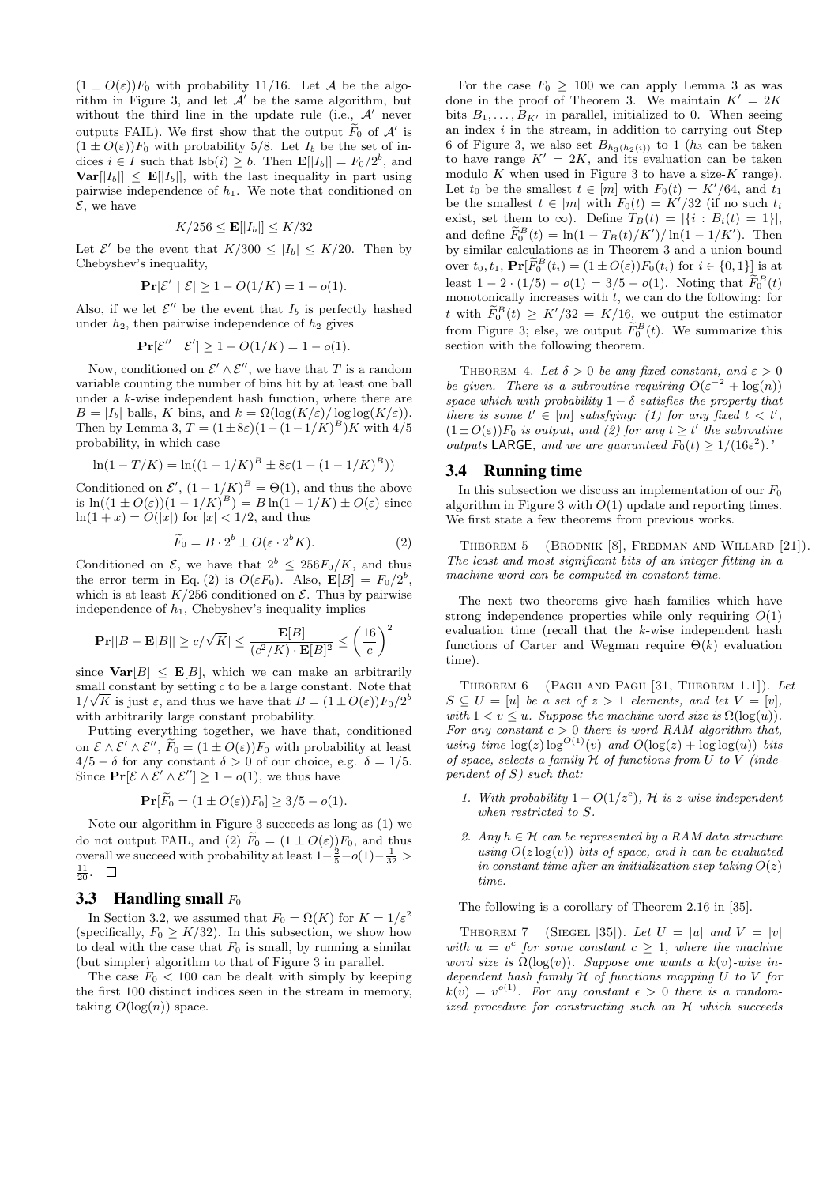$(1 \pm O(\varepsilon))F_0$ with probability 11/16. Let $\mathcal{A}$ be the algorithm in Figure 3, and let $\mathcal{A}'$ be the same algorithm, but without the third line in the update rule (i.e., $\mathcal{A}'$ never outputs FAIL). We first show that the output $\widetilde{F}_0$ of $\mathcal{A}'$ is $(1 \pm O(\varepsilon))F_0$ with probability 5/8. Let $I_b$ be the set of indices $i \in I$ such that $\mathrm{lsb}(i) \ge b$. Then $\mathbf{E}[|I_b|] = F_0/2^b$, and $\mathbf{Var}[|I_b|] \le \mathbf{E}[|I_b|]$, with the last inequality in part using pairwise independence of $h_1$. We note that conditioned on $\mathcal{E}$, we have

$$K/256 \le \mathbf{E}[|I_b|] \le K/32$$

Let $\mathcal{E}'$ be the event that $K/300 \le |I_b| \le K/20$. Then by Chebyshev's inequality,

$$\mathbf{Pr}[\mathcal{E}' \mid \mathcal{E}] \ge 1 - O(1/K) = 1 - o(1).$$

Also, if we let $\mathcal{E}''$ be the event that $I_b$ is perfectly hashed under $h_2$, then pairwise independence of $h_2$ gives

$$\mathbf{Pr}[\mathcal{E}'' \mid \mathcal{E}'] \ge 1 - O(1/K) = 1 - o(1).$$

Now, conditioned on $\mathcal{E}' \wedge \mathcal{E}''$, we have that $T$ is a random variable counting the number of bins hit by at least one ball under a $k$-wise independent hash function, where there are $B = |I_b|$ balls, $K$ bins, and $k = \Omega(\log(K/\varepsilon)/\log\log(K/\varepsilon))$. Then by Lemma 3, $T = (1 \pm 8\varepsilon)(1 - (1 - 1/K)^B)K$ with 4/5 probability, in which case

$$\ln(1 - T/K) = \ln((1 - 1/K)^B \pm 8\varepsilon(1 - (1 - 1/K)^B))$$

Conditioned on $\mathcal{E}'$, $(1 - 1/K)^B = \Theta(1)$, and thus the above is $\ln((1 \pm O(\varepsilon))(1 - 1/K)^B) = B\ln(1 - 1/K) \pm O(\varepsilon)$ since $\ln(1 + x) = O(|x|)$ for $|x| < 1/2$, and thus

$$\widetilde{F}_0 = B \cdot 2^b \pm O(\varepsilon \cdot 2^b K). \tag{2}$$

Conditioned on $\mathcal{E}$, we have that $2^b \le 256F_0/K$, and thus the error term in Eq. (2) is $O(\varepsilon F_0)$. Also, $\mathbf{E}[B] = F_0/2^b$, which is at least $K/256$ conditioned on $\mathcal{E}$. Thus by pairwise independence of $h_1$, Chebyshev's inequality implies

$$\mathbf{Pr}[|B - \mathbf{E}[B]| \ge c/\sqrt{K}] \le \frac{\mathbf{E}[B]}{(c^2/K) \cdot \mathbf{E}[B]^2} \le \left(\frac{16}{c}\right)^2$$

since $\mathbf{Var}[B] \le \mathbf{E}[B]$, which we can make an arbitrarily small constant by setting $c$ to be a large constant. Note that $1/\sqrt{K}$ is just $\varepsilon$, and thus we have that $B = (1 \pm O(\varepsilon))F_0/2^b$ with arbitrarily large constant probability.

Putting everything together, we have that, conditioned on $\mathcal{E} \wedge \mathcal{E}' \wedge \mathcal{E}''$, $\widetilde{F}_0 = (1 \pm O(\varepsilon))F_0$ with probability at least $4/5 - \delta$ for any constant $\delta > 0$ of our choice, e.g. $\delta = 1/5$. Since $\mathbf{Pr}[\mathcal{E} \wedge \mathcal{E}' \wedge \mathcal{E}''] \ge 1 - o(1)$, we thus have

$$\mathbf{Pr}[\widetilde{F}_0 = (1 \pm O(\varepsilon))F_0] \ge 3/5 - o(1).$$

Note our algorithm in Figure 3 succeeds as long as (1) we do not output FAIL, and (2) $\widetilde{F}_0 = (1 \pm O(\varepsilon))F_0$, and thus overall we succeed with probability at least $1 - \frac{2}{5} - o(1) - \frac{1}{32} > \frac{11}{20}$. $\square$

### 3.3 Handling small $F_0$

In Section 3.2, we assumed that $F_0 = \Omega(K)$ for $K = 1/\varepsilon^2$ (specifically, $F_0 \ge K/32$). In this subsection, we show how to deal with the case that $F_0$ is small, by running a similar (but simpler) algorithm to that of Figure 3 in parallel.

The case $F_0 < 100$ can be dealt with simply by keeping the first 100 distinct indices seen in the stream in memory, taking $O(\log(n))$ space.

For the case $F_0 \ge 100$ we can apply Lemma 3 as was done in the proof of Theorem 3. We maintain $K' = 2K$ bits $B_1, \ldots, B_{K'}$ in parallel, initialized to 0. When seeing an index $i$ in the stream, in addition to carrying out Step 6 of Figure 3, we also set $B_{h_3(h_2(i))}$ to 1 ($h_3$ can be taken to have range $K' = 2K$, and its evaluation can be taken modulo $K$ when used in Figure 3 to have a size-$K$ range). Let $t_0$ be the smallest $t \in [m]$ with $F_0(t) = K'/64$, and $t_1$ be the smallest $t \in [m]$ with $F_0(t) = K'/32$ (if no such $t_i$ exist, set them to $\infty$). Define $T_B(t) = |\{i : B_i(t) = 1\}|$, and define $\widetilde{F}_0^B(t) = \ln(1 - T_B(t)/K')/\ln(1 - 1/K')$. Then by similar calculations as in Theorem 3 and a union bound over $t_0, t_1$, $\mathbf{Pr}[\widetilde{F}_0^B(t_i) = (1 \pm O(\varepsilon))F_0(t_i)$ for $i \in \{0, 1\}]$ is at least $1 - 2 \cdot (1/5) - o(1) = 3/5 - o(1)$. Noting that $\widetilde{F}_0^B(t)$ monotonically increases with $t$, we can do the following: for $t$ with $\widetilde{F}_0^B(t) \ge K'/32 = K/16$, we output the estimator from Figure 3; else, we output $\widetilde{F}_0^B(t)$. We summarize this section with the following theorem.

Theorem 4. *Let $\delta > 0$ be any fixed constant, and $\varepsilon > 0$ be given. There is a subroutine requiring $O(\varepsilon^{-2} + \log(n))$ space which with probability $1 - \delta$ satisfies the property that there is some $t' \in [m]$ satisfying: (1) for any fixed $t < t'$, $(1 \pm O(\varepsilon))F_0$ is output, and (2) for any $t \ge t'$ the subroutine outputs* LARGE*, and we are guaranteed $F_0(t) \ge 1/(16\varepsilon^2)$.'*

### 3.4 Running time

In this subsection we discuss an implementation of our $F_0$ algorithm in Figure 3 with $O(1)$ update and reporting times. We first state a few theorems from previous works.

Theorem 5 (Brodnik [8], Fredman and Willard [21]). *The least and most significant bits of an integer fitting in a machine word can be computed in constant time.*

The next two theorems give hash families which have strong independence properties while only requiring $O(1)$ evaluation time (recall that the $k$-wise independent hash functions of Carter and Wegman require $\Theta(k)$ evaluation time).

Theorem 6 (Pagh and Pagh [31, Theorem 1.1]). *Let $S \subseteq U = [u]$ be a set of $z > 1$ elements, and let $V = [v]$, with $1 < v \le u$. Suppose the machine word size is $\Omega(\log(u))$. For any constant $c > 0$ there is word RAM algorithm that, using time $\log(z)\log^{O(1)}(v)$ and $O(\log(z) + \log\log(u))$ bits of space, selects a family $\mathcal{H}$ of functions from $U$ to $V$ (independent of $S$) such that:*

1. *With probability $1 - O(1/z^c)$, $\mathcal{H}$ is $z$-wise independent when restricted to $S$.*
2. *Any $h \in \mathcal{H}$ can be represented by a RAM data structure using $O(z\log(v))$ bits of space, and $h$ can be evaluated in constant time after an initialization step taking $O(z)$ time.*

The following is a corollary of Theorem 2.16 in [35].

Theorem 7 (Siegel [35]). *Let $U = [u]$ and $V = [v]$ with $u = v^c$ for some constant $c \ge 1$, where the machine word size is $\Omega(\log(v))$. Suppose one wants a $k(v)$-wise independent hash family $\mathcal{H}$ of functions mapping $U$ to $V$ for $k(v) = v^{o(1)}$. For any constant $\epsilon > 0$ there is a randomized procedure for constructing such an $\mathcal{H}$ which succeeds*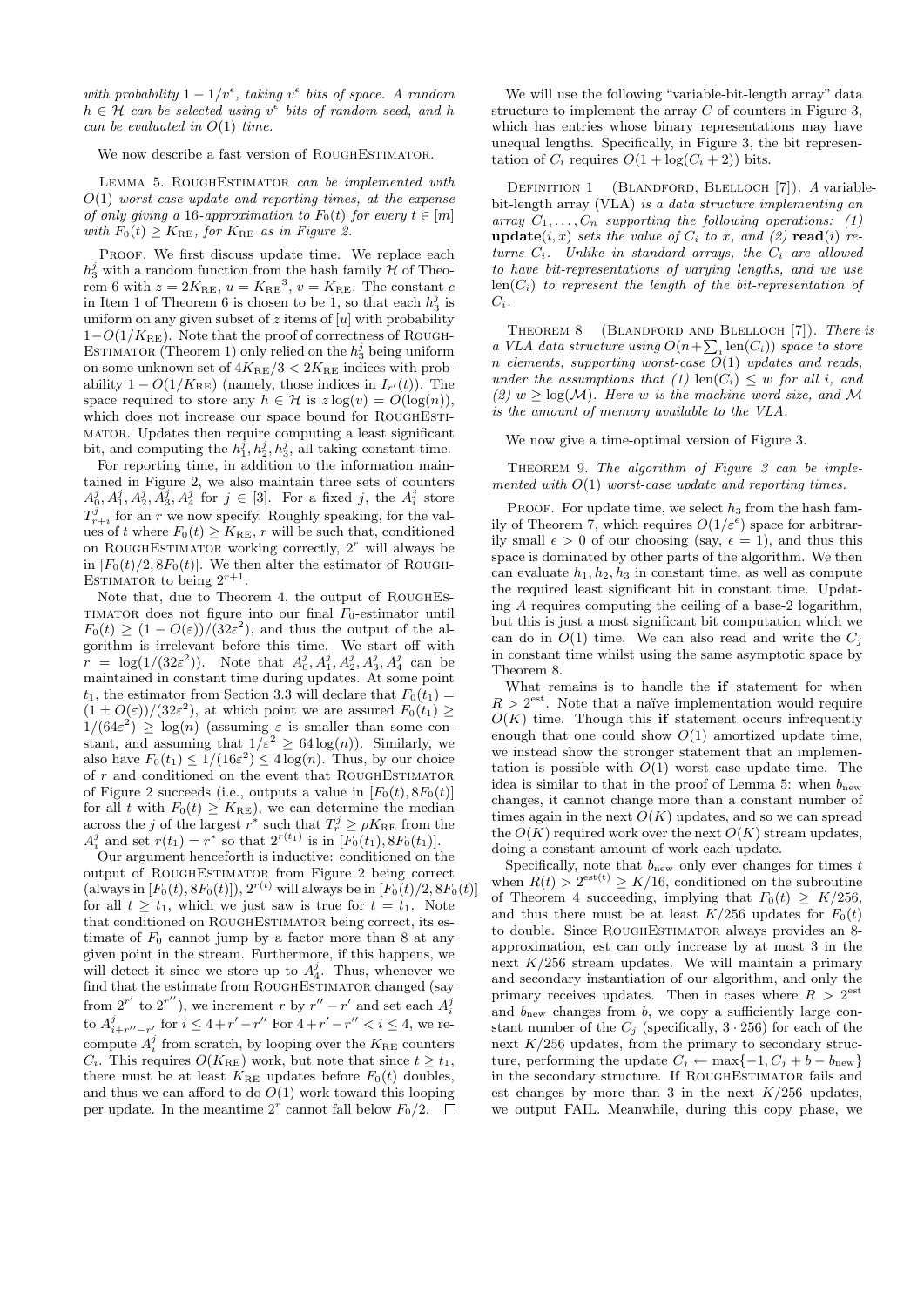*with probability $1 - 1/v^{\epsilon}$, taking $v^{\epsilon}$ bits of space. A random $h \in \mathcal{H}$ can be selected using $v^{\epsilon}$ bits of random seed, and $h$ can be evaluated in $O(1)$ time.*

We now describe a fast version of RoughEstimator.

Lemma 5. *RoughEstimator can be implemented with $O(1)$ worst-case update and reporting times, at the expense of only giving a 16-approximation to $F_0(t)$ for every $t \in [m]$ with $F_0(t) \geq K_{\rm RE}$, for $K_{\rm RE}$ as in Figure 2.*

Proof. We first discuss update time. We replace each $h_3^j$ with a random function from the hash family $\mathcal{H}$ of Theorem 6 with $z = 2K_{\rm RE}$, $u = {K_{\rm RE}}^3$, $v = K_{\rm RE}$. The constant $c$ in Item 1 of Theorem 6 is chosen to be 1, so that each $h_3^j$ is uniform on any given subset of $z$ items of $[u]$ with probability $1 - O(1/K_{\rm RE})$. Note that the proof of correctness of RoughEstimator (Theorem 1) only relied on the $h_3^j$ being uniform on some unknown set of $4K_{\rm RE}/3 < 2K_{\rm RE}$ indices with probability $1 - O(1/K_{\rm RE})$ (namely, those indices in $I_{r'}(t)$). The space required to store any $h \in \mathcal{H}$ is $z\log(v) = O(\log(n))$, which does not increase our space bound for RoughEstimator. Updates then require computing a least significant bit, and computing the $h_1^j, h_2^j, h_3^j$, all taking constant time.

For reporting time, in addition to the information maintained in Figure 2, we also maintain three sets of counters $A_0^j, A_1^j, A_2^j, A_3^j, A_4^j$ for $j \in [3]$. For a fixed $j$, the $A_i^j$ store $T_{r+i}^j$ for an $r$ we now specify. Roughly speaking, for the values of $t$ where $F_0(t) \geq K_{\rm RE}$, $r$ will be such that, conditioned on RoughEstimator working correctly, $2^r$ will always be in $[F_0(t)/2, 8F_0(t)]$. We then alter the estimator of RoughEstimator to being $2^{r+1}$.

Note that, due to Theorem 4, the output of RoughEstimator does not figure into our final $F_0$-estimator until $F_0(t) \geq (1 - O(\varepsilon))/(32\varepsilon^2)$, and thus the output of the algorithm is irrelevant before this time. We start off with $r = \log(1/(32\varepsilon^2))$. Note that $A_0^j, A_1^j, A_2^j, A_3^j, A_4^j$ can be maintained in constant time during updates. At some point $t_1$, the estimator from Section 3.3 will declare that $F_0(t_1) = (1 \pm O(\varepsilon))/(32\varepsilon^2)$, at which point we are assured $F_0(t_1) \geq 1/(64\varepsilon^2) \geq \log(n)$ (assuming $\varepsilon$ is smaller than some constant, and assuming that $1/\varepsilon^2 \geq 64\log(n)$). Similarly, we also have $F_0(t_1) \leq 1/(16\varepsilon^2) \leq 4\log(n)$. Thus, by our choice of $r$ and conditioned on the event that RoughEstimator of Figure 2 succeeds (i.e., outputs a value in $[F_0(t), 8F_0(t)]$ for all $t$ with $F_0(t) \geq K_{\rm RE}$), we can determine the median across the $j$ of the largest $r^*$ such that $T_r^j \geq \rho K_{\rm RE}$ from the $A_i^j$ and set $r(t_1) = r^*$ so that $2^{r(t_1)}$ is in $[F_0(t_1), 8F_0(t_1)]$.

Our argument henceforth is inductive: conditioned on the output of RoughEstimator from Figure 2 being correct (always in $[F_0(t), 8F_0(t)]$), $2^{r(t)}$ will always be in $[F_0(t)/2, 8F_0(t)]$ for all $t \geq t_1$, which we just saw is true for $t = t_1$. Note that conditioned on RoughEstimator being correct, its estimate of $F_0$ cannot jump by a factor more than 8 at any given point in the stream. Furthermore, if this happens, we will detect it since we store up to $A_4^j$. Thus, whenever we find that the estimate from RoughEstimator changed (say from $2^{r'}$ to $2^{r''}$), we increment $r$ by $r'' - r'$ and set each $A_i^j$ to $A_{i+r''-r'}^j$ for $i \leq 4 + r' - r''$ For $4 + r' - r'' < i \leq 4$, we recompute $A_i^j$ from scratch, by looping over the $K_{\rm RE}$ counters $C_i$. This requires $O(K_{\rm RE})$ work, but note that since $t \geq t_1$, there must be at least $K_{\rm RE}$ updates before $F_0(t)$ doubles, and thus we can afford to do $O(1)$ work toward this looping per update. In the meantime $2^r$ cannot fall below $F_0/2$. $\square$

We will use the following "variable-bit-length array" data structure to implement the array $C$ of counters in Figure 3, which has entries whose binary representations may have unequal lengths. Specifically, in Figure 3, the bit representation of $C_i$ requires $O(1 + \log(C_i + 2))$ bits.

Definition 1 (Blandford, Blelloch [7]). *A variable-bit-length array (VLA) is a data structure implementing an array $C_1, \ldots, C_n$ supporting the following operations: (1) **update**$(i, x)$ sets the value of $C_i$ to $x$, and (2) **read**$(i)$ returns $C_i$. Unlike in standard arrays, the $C_i$ are allowed to have bit-representations of varying lengths, and we use $\text{len}(C_i)$ to represent the length of the bit-representation of $C_i$.*

Theorem 8 (Blandford and Blelloch [7]). *There is a VLA data structure using $O(n + \sum_i \text{len}(C_i))$ space to store $n$ elements, supporting worst-case $O(1)$ updates and reads, under the assumptions that (1) $\text{len}(C_i) \leq w$ for all $i$, and (2) $w \geq \log(\mathcal{M})$. Here $w$ is the machine word size, and $\mathcal{M}$ is the amount of memory available to the VLA.*

We now give a time-optimal version of Figure 3.

Theorem 9. *The algorithm of Figure 3 can be implemented with $O(1)$ worst-case update and reporting times.*

Proof. For update time, we select $h_3$ from the hash family of Theorem 7, which requires $O(1/\varepsilon^{\epsilon})$ space for arbitrarily small $\epsilon > 0$ of our choosing (say, $\epsilon = 1$), and thus this space is dominated by other parts of the algorithm. We then can evaluate $h_1, h_2, h_3$ in constant time, as well as compute the required least significant bit in constant time. Updating $A$ requires computing the ceiling of a base-2 logarithm, but this is just a most significant bit computation which we can do in $O(1)$ time. We can also read and write the $C_j$ in constant time whilst using the same asymptotic space by Theorem 8.

What remains is to handle the **if** statement for when $R > 2^{\rm est}$. Note that a naïve implementation would require $O(K)$ time. Though this **if** statement occurs infrequently enough that one could show $O(1)$ amortized update time, we instead show the stronger statement that an implementation is possible with $O(1)$ worst case update time. The idea is similar to that in the proof of Lemma 5: when $b_{\rm new}$ changes, it cannot change more than a constant number of times again in the next $O(K)$ updates, and so we can spread the $O(K)$ required work over the next $O(K)$ stream updates, doing a constant amount of work each update.

Specifically, note that $b_{\rm new}$ only ever changes for times $t$ when $R(t) > 2^{{\rm est}(t)} \geq K/16$, conditioned on the subroutine of Theorem 4 succeeding, implying that $F_0(t) \geq K/256$, and thus there must be at least $K/256$ updates for $F_0(t)$ to double. Since RoughEstimator always provides an 8-approximation, est can only increase by at most 3 in the next $K/256$ stream updates. We will maintain a primary and secondary instantiation of our algorithm, and only the primary receives updates. Then in cases where $R > 2^{\rm est}$ and $b_{\rm new}$ changes from $b$, we copy a sufficiently large constant number of the $C_j$ (specifically, $3 \cdot 256$) for each of the next $K/256$ updates, from the primary to secondary structure, performing the update $C_j \leftarrow \max\{-1, C_j + b - b_{\rm new}\}$ in the secondary structure. If RoughEstimator fails and est changes by more than 3 in the next $K/256$ updates, we output FAIL. Meanwhile, during this copy phase, we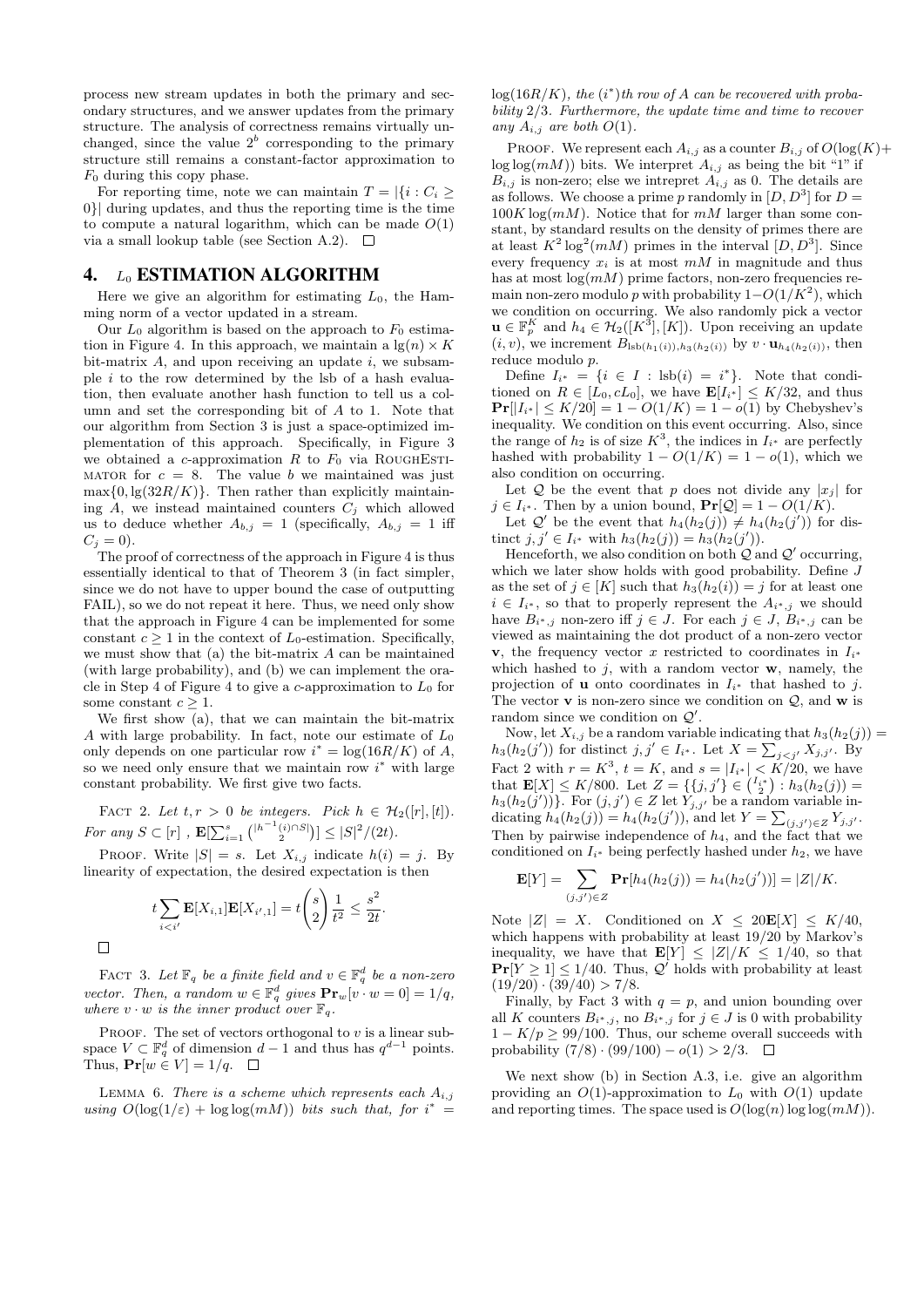process new stream updates in both the primary and secondary structures, and we answer updates from the primary structure. The analysis of correctness remains virtually unchanged, since the value $2^b$ corresponding to the primary structure still remains a constant-factor approximation to $F_0$ during this copy phase.

For reporting time, note we can maintain $T = |\{i : C_i \geq 0\}|$ during updates, and thus the reporting time is the time to compute a natural logarithm, which can be made $O(1)$ via a small lookup table (see Section A.2). ☐

# 4. $L_0$ ESTIMATION ALGORITHM

Here we give an algorithm for estimating $L_0$, the Hamming norm of a vector updated in a stream.

Our $L_0$ algorithm is based on the approach to $F_0$ estimation in Figure 4. In this approach, we maintain a $\lg(n) \times K$ bit-matrix $A$, and upon receiving an update $i$, we subsample $i$ to the row determined by the lsb of a hash evaluation, then evaluate another hash function to tell us a column and set the corresponding bit of $A$ to 1. Note that our algorithm from Section 3 is just a space-optimized implementation of this approach. Specifically, in Figure 3 we obtained a $c$-approximation $R$ to $F_0$ via RoughEstimator for $c = 8$. The value $b$ we maintained was just $\max\{0, \lg(32R/K)\}$. Then rather than explicitly maintaining $A$, we instead maintained counters $C_j$ which allowed us to deduce whether $A_{b,j} = 1$ (specifically, $A_{b,j} = 1$ iff $C_j = 0$).

The proof of correctness of the approach in Figure 4 is thus essentially identical to that of Theorem 3 (in fact simpler, since we do not have to upper bound the case of outputting FAIL), so we do not repeat it here. Thus, we need only show that the approach in Figure 4 can be implemented for some constant $c \geq 1$ in the context of $L_0$-estimation. Specifically, we must show that (a) the bit-matrix $A$ can be maintained (with large probability), and (b) we can implement the oracle in Step 4 of Figure 4 to give a $c$-approximation to $L_0$ for some constant $c \geq 1$.

We first show (a), that we can maintain the bit-matrix $A$ with large probability. In fact, note our estimate of $L_0$ only depends on one particular row $i^* = \log(16R/K)$ of $A$, so we need only ensure that we maintain row $i^*$ with large constant probability. We first give two facts.

Fact 2. *Let $t, r > 0$ be integers. Pick $h \in \mathcal{H}_2([r], [t])$. For any $S \subset [r]$, $\mathbf{E}[\sum_{i=1}^{s} \binom{|h^{-1}(i) \cap S|}{2}] \leq |S|^2/(2t)$.*

Proof. Write $|S| = s$. Let $X_{i,j}$ indicate $h(i) = j$. By linearity of expectation, the desired expectation is then

$$t \sum_{i<i'} \mathbf{E}[X_{i,1}]\mathbf{E}[X_{i',1}] = t\binom{s}{2}\frac{1}{t^2} \leq \frac{s^2}{2t}.$$

☐

Fact 3. *Let $\mathbb{F}_q$ be a finite field and $v \in \mathbb{F}_q^d$ be a non-zero vector. Then, a random $w \in \mathbb{F}_q^d$ gives $\mathbf{Pr}_w[v \cdot w = 0] = 1/q$, where $v \cdot w$ is the inner product over $\mathbb{F}_q$.*

Proof. The set of vectors orthogonal to $v$ is a linear subspace $V \subset \mathbb{F}_q^d$ of dimension $d-1$ and thus has $q^{d-1}$ points. Thus, $\mathbf{Pr}[w \in V] = 1/q$. ☐

Lemma 6. *There is a scheme which represents each $A_{i,j}$ using $O(\log(1/\varepsilon) + \log\log(mM))$ bits such that, for $i^* = \log(16R/K)$, the $(i^*)$th row of $A$ can be recovered with probability $2/3$. Furthermore, the update time and time to recover any $A_{i,j}$ are both $O(1)$.*

Proof. We represent each $A_{i,j}$ as a counter $B_{i,j}$ of $O(\log(K) + \log\log(mM))$ bits. We interpret $A_{i,j}$ as being the bit "1" if $B_{i,j}$ is non-zero; else we intrepret $A_{i,j}$ as 0. The details are as follows. We choose a prime $p$ randomly in $[D, D^3]$ for $D = 100K\log(mM)$. Notice that for $mM$ larger than some constant, by standard results on the density of primes there are at least $K^2\log^2(mM)$ primes in the interval $[D, D^3]$. Since every frequency $x_i$ is at most $mM$ in magnitude and thus has at most $\log(mM)$ prime factors, non-zero frequencies remain non-zero modulo $p$ with probability $1 - O(1/K^2)$, which we condition on occurring. We also randomly pick a vector $\mathbf{u} \in \mathbb{F}_p^K$ and $h_4 \in \mathcal{H}_2([K^3], [K])$. Upon receiving an update $(i, v)$, we increment $B_{\mathrm{lsb}(h_1(i)), h_3(h_2(i))}$ by $v \cdot \mathbf{u}_{h_4(h_2(i))}$, then reduce modulo $p$.

Define $I_{i^*} = \{i \in I : \mathrm{lsb}(i) = i^*\}$. Note that conditioned on $R \in [L_0, cL_0]$, we have $\mathbf{E}[I_{i^*}] \leq K/32$, and thus $\mathbf{Pr}[|I_{i^*}| \leq K/20] = 1 - O(1/K) = 1 - o(1)$ by Chebyshev's inequality. We condition on this event occurring. Also, since the range of $h_2$ is of size $K^3$, the indices in $I_{i^*}$ are perfectly hashed with probability $1 - O(1/K) = 1 - o(1)$, which we also condition on occurring.

Let $\mathcal{Q}$ be the event that $p$ does not divide any $|x_j|$ for $j \in I_{i^*}$. Then by a union bound, $\mathbf{Pr}[\mathcal{Q}] = 1 - O(1/K)$.

Let $\mathcal{Q}'$ be the event that $h_4(h_2(j)) \neq h_4(h_2(j'))$ for distinct $j, j' \in I_{i^*}$ with $h_3(h_2(j)) = h_3(h_2(j'))$.

Henceforth, we also condition on both $\mathcal{Q}$ and $\mathcal{Q}'$ occurring, which we later show holds with good probability. Define $J$ as the set of $j \in [K]$ such that $h_3(h_2(i)) = j$ for at least one $i \in I_{i^*}$, so that to properly represent the $A_{i^*,j}$ we should have $B_{i^*,j}$ non-zero iff $j \in J$. For each $j \in J$, $B_{i^*,j}$ can be viewed as maintaining the dot product of a non-zero vector $\mathbf{v}$, the frequency vector $x$ restricted to coordinates in $I_{i^*}$ which hashed to $j$, with a random vector $\mathbf{w}$, namely, the projection of $\mathbf{u}$ onto coordinates in $I_{i^*}$ that hashed to $j$. The vector $\mathbf{v}$ is non-zero since we condition on $\mathcal{Q}$, and $\mathbf{w}$ is random since we condition on $\mathcal{Q}'$.

Now, let $X_{i,j}$ be a random variable indicating that $h_3(h_2(j)) = h_3(h_2(j'))$ for distinct $j, j' \in I_{i^*}$. Let $X = \sum_{j<j'} X_{j,j'}$. By Fact 2 with $r = K^3$, $t = K$, and $s = |I_{i^*}| < K/20$, we have that $\mathbf{E}[X] \leq K/800$. Let $Z = \{\{j, j'\} \in \binom{I_{i^*}}{2} : h_3(h_2(j)) = h_3(h_2(j'))\}$. For $(j, j') \in Z$ let $Y_{j,j'}$ be a random variable indicating $h_4(h_2(j)) = h_4(h_2(j'))$, and let $Y = \sum_{(j,j')\in Z} Y_{j,j'}$. Then by pairwise independence of $h_4$, and the fact that we conditioned on $I_{i^*}$ being perfectly hashed under $h_2$, we have

$$\mathbf{E}[Y] = \sum_{(j,j')\in Z} \mathbf{Pr}[h_4(h_2(j)) = h_4(h_2(j'))] = |Z|/K.$$

Note $|Z| = X$. Conditioned on $X \leq 20\mathbf{E}[X] \leq K/40$, which happens with probability at least $19/20$ by Markov's inequality, we have that $\mathbf{E}[Y] \leq |Z|/K \leq 1/40$, so that $\mathbf{Pr}[Y \geq 1] \leq 1/40$. Thus, $\mathcal{Q}'$ holds with probability at least $(19/20) \cdot (39/40) > 7/8$.

Finally, by Fact 3 with $q = p$, and union bounding over all $K$ counters $B_{i^*,j}$, no $B_{i^*,j}$ for $j \in J$ is 0 with probability $1 - K/p \geq 99/100$. Thus, our scheme overall succeeds with probability $(7/8) \cdot (99/100) - o(1) > 2/3$. ☐

We next show (b) in Section A.3, i.e. give an algorithm providing an $O(1)$-approximation to $L_0$ with $O(1)$ update and reporting times. The space used is $O(\log(n)\log\log(mM))$.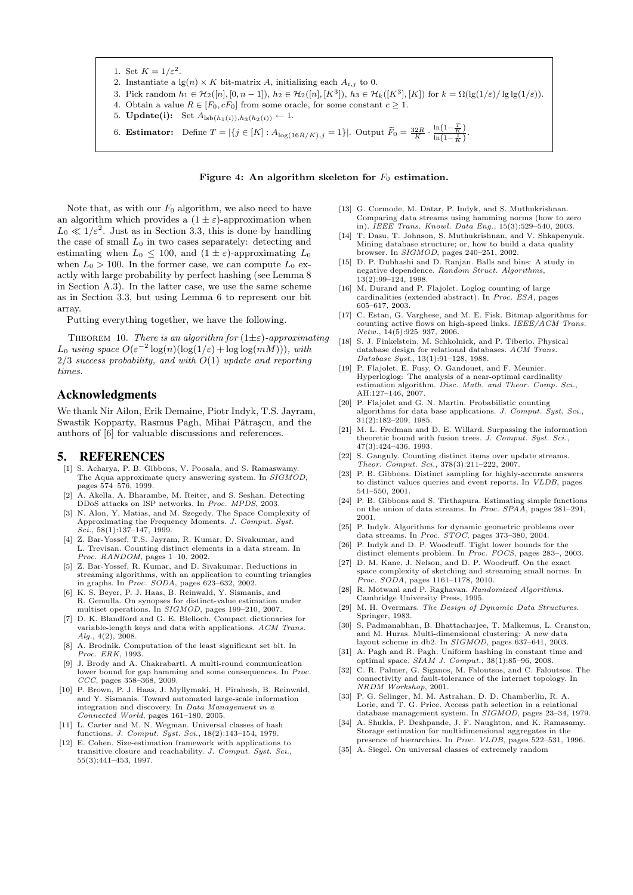1. Set $K = 1/\varepsilon^2$.
2. Instantiate a $\lg(n) \times K$ bit-matrix $A$, initializing each $A_{i,j}$ to 0.
3. Pick random $h_1 \in \mathcal{H}_2([n],[0,n-1])$, $h_2 \in \mathcal{H}_2([n],[K^3])$, $h_3 \in \mathcal{H}_k([K^3],[K])$ for $k = \Omega(\lg(1/\varepsilon)/\lg\lg(1/\varepsilon))$.
4. Obtain a value $R \in [F_0, cF_0]$ from some oracle, for some constant $c \geq 1$.
5. **Update(i):** Set $A_{\mathrm{lsb}(h_1(i)),h_3(h_2(i))} \leftarrow 1$.
6. **Estimator:** Define $T = |\{j \in [K] : A_{\log(16R/K),j} = 1\}|$. Output $\widetilde{F}_0 = \frac{32R}{K} \cdot \frac{\ln\left(1-\frac{T}{K}\right)}{\ln\left(1-\frac{1}{K}\right)}$.

**Figure 4: An algorithm skeleton for $F_0$ estimation.**

Note that, as with our $F_0$ algorithm, we also need to have an algorithm which provides a $(1 \pm \varepsilon)$-approximation when $L_0 \ll 1/\varepsilon^2$. Just as in Section 3.3, this is done by handling the case of small $L_0$ in two cases separately: detecting and estimating when $L_0 \leq 100$, and $(1 \pm \varepsilon)$-approximating $L_0$ when $L_0 > 100$. In the former case, we can compute $L_0$ exactly with large probability by perfect hashing (see Lemma 8 in Section A.3). In the latter case, we use the same scheme as in Section 3.3, but using Lemma 6 to represent our bit array.

Putting everything together, we have the following.

THEOREM 10. *There is an algorithm for $(1\pm\varepsilon)$-approximating $L_0$ using space $O(\varepsilon^{-2}\log(n)(\log(1/\varepsilon) + \log\log(mM)))$, with 2/3 success probability, and with $O(1)$ update and reporting times.*

## Acknowledgments

We thank Nir Ailon, Erik Demaine, Piotr Indyk, T.S. Jayram, Swastik Kopparty, Rasmus Pagh, Mihai Pătraşcu, and the authors of [6] for valuable discussions and references.

## 5. REFERENCES

[1] S. Acharya, P. B. Gibbons, V. Poosala, and S. Ramaswamy. The Aqua approximate query answering system. In *SIGMOD*, pages 574–576, 1999.

[2] A. Akella, A. Bharambe, M. Reiter, and S. Seshan. Detecting DDoS attacks on ISP networks. In *Proc. MPDS*, 2003.

[3] N. Alon, Y. Matias, and M. Szegedy. The Space Complexity of Approximating the Frequency Moments. *J. Comput. Syst. Sci.*, 58(1):137–147, 1999.

[4] Z. Bar-Yossef, T.S. Jayram, R. Kumar, D. Sivakumar, and L. Trevisan. Counting distinct elements in a data stream. In *Proc. RANDOM*, pages 1–10, 2002.

[5] Z. Bar-Yossef, R. Kumar, and D. Sivakumar. Reductions in streaming algorithms, with an application to counting triangles in graphs. In *Proc. SODA*, pages 623–632, 2002.

[6] K. S. Beyer, P. J. Haas, B. Reinwald, Y. Sismanis, and R. Gemulla. On synopses for distinct-value estimation under multiset operations. In *SIGMOD*, pages 199–210, 2007.

[7] D. K. Blandford and G. E. Blelloch. Compact dictionaries for variable-length keys and data with applications. *ACM Trans. Alg.*, 4(2), 2008.

[8] A. Brodnik. Computation of the least significant set bit. In *Proc. ERK*, 1993.

[9] J. Brody and A. Chakrabarti. A multi-round communication lower bound for gap hamming and some consequences. In *Proc. CCC*, pages 358–368, 2009.

[10] P. Brown, P. J. Haas, J. Myllymaki, H. Pirahesh, B. Reinwald, and Y. Sismanis. Toward automated large-scale information integration and discovery. In *Data Management in a Connected World*, pages 161–180, 2005.

[11] L. Carter and M. N. Wegman. Universal classes of hash functions. *J. Comput. Syst. Sci.*, 18(2):143–154, 1979.

[12] E. Cohen. Size-estimation framework with applications to transitive closure and reachability. *J. Comput. Syst. Sci.*, 55(3):441–453, 1997.

[13] G. Cormode, M. Datar, P. Indyk, and S. Muthukrishnan. Comparing data streams using hamming norms (how to zero in). *IEEE Trans. Knowl. Data Eng.*, 15(3):529–540, 2003.

[14] T. Dasu, T. Johnson, S. Muthukrishnan, and V. Shkapenyuk. Mining database structure; or, how to build a data quality browser. In *SIGMOD*, pages 240–251, 2002.

[15] D. P. Dubhashi and D. Ranjan. Balls and bins: A study in negative dependence. *Random Struct. Algorithms*, 13(2):99–124, 1998.

[16] M. Durand and P. Flajolet. Loglog counting of large cardinalities (extended abstract). In *Proc. ESA*, pages 605–617, 2003.

[17] C. Estan, G. Varghese, and M. E. Fisk. Bitmap algorithms for counting active flows on high-speed links. *IEEE/ACM Trans. Netw.*, 14(5):925–937, 2006.

[18] S. J. Finkelstein, M. Schkolnick, and P. Tiberio. Physical database design for relational databases. *ACM Trans. Database Syst.*, 13(1):91–128, 1988.

[19] P. Flajolet, E. Fusy, O. Gandouet, and F. Meunier. Hyperloglog: The analysis of a near-optimal cardinality estimation algorithm. *Disc. Math. and Theor. Comp. Sci.*, AH:127–146, 2007.

[20] P. Flajolet and G. N. Martin. Probabilistic counting algorithms for data base applications. *J. Comput. Syst. Sci.*, 31(2):182–209, 1985.

[21] M. L. Fredman and D. E. Willard. Surpassing the information theoretic bound with fusion trees. *J. Comput. Syst. Sci.*, 47(3):424–436, 1993.

[22] S. Ganguly. Counting distinct items over update streams. *Theor. Comput. Sci.*, 378(3):211–222, 2007.

[23] P. B. Gibbons. Distinct sampling for highly-accurate answers to distinct values queries and event reports. In *VLDB*, pages 541–550, 2001.

[24] P. B. Gibbons and S. Tirthapura. Estimating simple functions on the union of data streams. In *Proc. SPAA*, pages 281–291, 2001.

[25] P. Indyk. Algorithms for dynamic geometric problems over data streams. In *Proc. STOC*, pages 373–380, 2004.

[26] P. Indyk and D. P. Woodruff. Tight lower bounds for the distinct elements problem. In *Proc. FOCS*, pages 283–, 2003.

[27] D. M. Kane, J. Nelson, and D. P. Woodruff. On the exact space complexity of sketching and streaming small norms. In *Proc. SODA*, pages 1161–1178, 2010.

[28] R. Motwani and P. Raghavan. *Randomized Algorithms*. Cambridge University Press, 1995.

[29] M. H. Overmars. *The Design of Dynamic Data Structures*. Springer, 1983.

[30] S. Padmanabhan, B. Bhattacharjee, T. Malkemus, L. Cranston, and M. Huras. Multi-dimensional clustering: A new data layout scheme in db2. In *SIGMOD*, pages 637–641, 2003.

[31] A. Pagh and R. Pagh. Uniform hashing in constant time and optimal space. *SIAM J. Comput.*, 38(1):85–96, 2008.

[32] C. R. Palmer, G. Siganos, M. Faloutsos, and C. Faloutsos. The connectivity and fault-tolerance of the internet topology. In *NRDM Workshop*, 2001.

[33] P. G. Selinger, M. M. Astrahan, D. D. Chamberlin, R. A. Lorie, and T. G. Price. Access path selection in a relational database management system. In *SIGMOD*, pages 23–34, 1979.

[34] A. Shukla, P. Deshpande, J. F. Naughton, and K. Ramasamy. Storage estimation for multidimensional aggregates in the presence of hierarchies. In *Proc. VLDB*, pages 522–531, 1996.

[35] A. Siegel. On universal classes of extremely random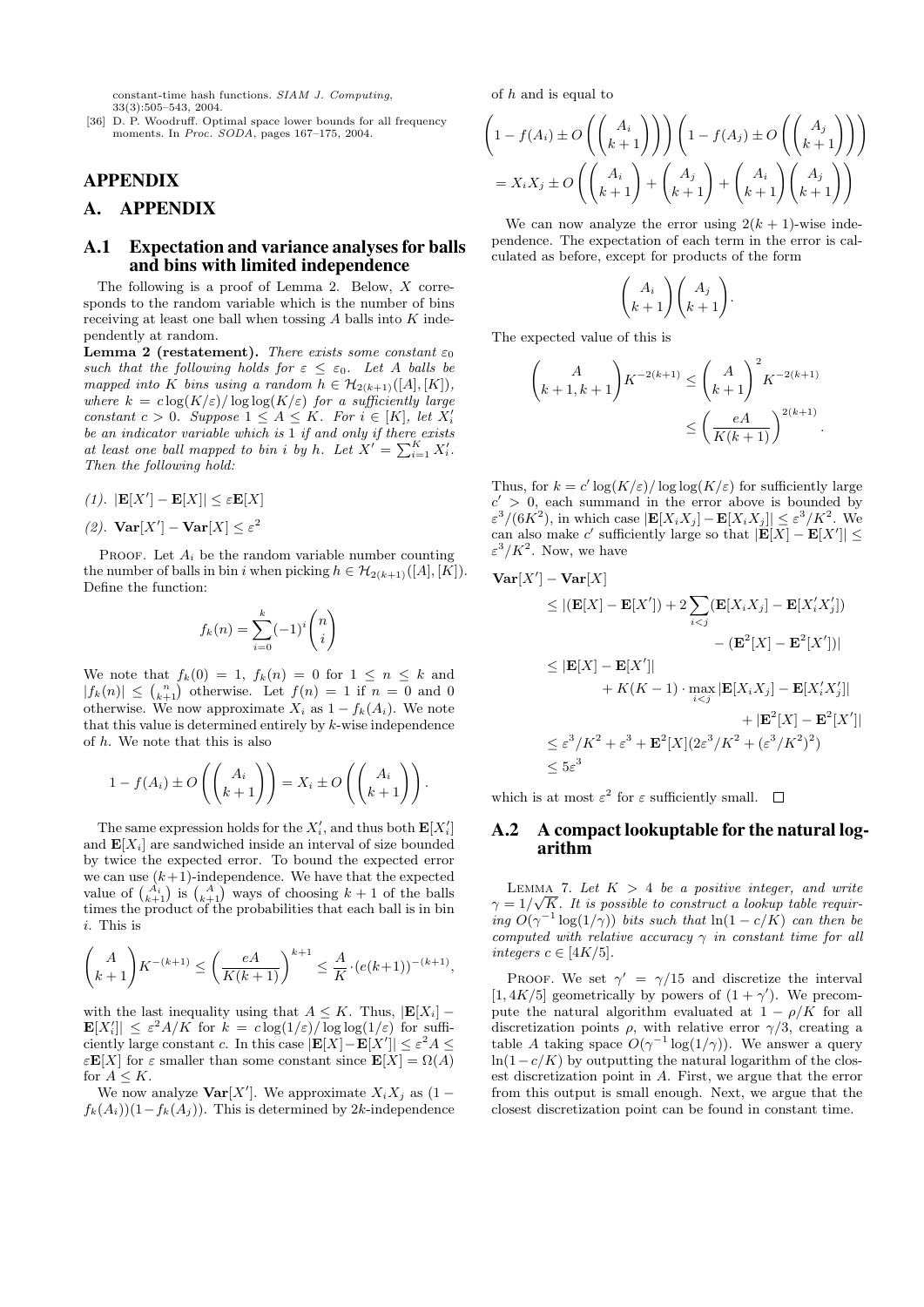constant-time hash functions. *SIAM J. Computing*, 33(3):505–543, 2004.

[36] D. P. Woodruff. Optimal space lower bounds for all frequency moments. In *Proc. SODA*, pages 167–175, 2004.

# APPENDIX

# A. APPENDIX

## A.1 Expectation and variance analyses for balls and bins with limited independence

The following is a proof of Lemma 2. Below, $X$ corresponds to the random variable which is the number of bins receiving at least one ball when tossing $A$ balls into $K$ independently at random.

**Lemma 2 (restatement).** *There exists some constant $\varepsilon_0$ such that the following holds for $\varepsilon \le \varepsilon_0$. Let $A$ balls be mapped into $K$ bins using a random $h \in \mathcal{H}_{2(k+1)}([A],[K])$, where $k = c\log(K/\varepsilon)/\log\log(K/\varepsilon)$ for a sufficiently large constant $c > 0$. Suppose $1 \le A \le K$. For $i \in [K]$, let $X_i'$ be an indicator variable which is 1 if and only if there exists at least one ball mapped to bin $i$ by $h$. Let $X' = \sum_{i=1}^K X_i'$. Then the following hold:*

*(1). $|\mathbf{E}[X'] - \mathbf{E}[X]| \le \varepsilon\mathbf{E}[X]$*

*(2). $\mathbf{Var}[X'] - \mathbf{Var}[X] \le \varepsilon^2$*

Proof. Let $A_i$ be the random variable number counting the number of balls in bin $i$ when picking $h \in \mathcal{H}_{2(k+1)}([A],[K])$. Define the function:

$$f_k(n) = \sum_{i=0}^{k}(-1)^i\binom{n}{i}$$

We note that $f_k(0) = 1$, $f_k(n) = 0$ for $1 \le n \le k$ and $|f_k(n)| \le \binom{n}{k+1}$ otherwise. Let $f(n) = 1$ if $n = 0$ and 0 otherwise. We now approximate $X_i$ as $1 - f_k(A_i)$. We note that this value is determined entirely by $k$-wise independence of $h$. We note that this is also

$$1 - f(A_i) \pm O\left(\binom{A_i}{k+1}\right) = X_i \pm O\left(\binom{A_i}{k+1}\right).$$

The same expression holds for the $X_i'$, and thus both $\mathbf{E}[X_i']$ and $\mathbf{E}[X_i]$ are sandwiched inside an interval of size bounded by twice the expected error. To bound the expected error we can use $(k+1)$-independence. We have that the expected value of $\binom{A_i}{k+1}$ is $\binom{A}{k+1}$ ways of choosing $k+1$ of the balls times the product of the probabilities that each ball is in bin $i$. This is

$$\binom{A}{k+1}K^{-(k+1)} \le \left(\frac{eA}{K(k+1)}\right)^{k+1} \le \frac{A}{K}\cdot(e(k+1))^{-(k+1)},$$

with the last inequality using that $A \le K$. Thus, $|\mathbf{E}[X_i] - \mathbf{E}[X_i']| \le \varepsilon^2 A/K$ for $k = c\log(1/\varepsilon)/\log\log(1/\varepsilon)$ for sufficiently large constant $c$. In this case $|\mathbf{E}[X] - \mathbf{E}[X']| \le \varepsilon^2 A \le \varepsilon\mathbf{E}[X]$ for $\varepsilon$ smaller than some constant since $\mathbf{E}[X] = \Omega(A)$ for $A \le K$.

We now analyze $\mathbf{Var}[X']$. We approximate $X_iX_j$ as $(1 - f_k(A_i))(1 - f_k(A_j))$. This is determined by $2k$-independence of $h$ and is equal to

$$\left(1 - f(A_i) \pm O\left(\binom{A_i}{k+1}\right)\right)\left(1 - f(A_j) \pm O\left(\binom{A_j}{k+1}\right)\right)$$
$$= X_iX_j \pm O\left(\binom{A_i}{k+1} + \binom{A_j}{k+1} + \binom{A_i}{k+1}\binom{A_j}{k+1}\right)$$

We can now analyze the error using $2(k+1)$-wise independence. The expectation of each term in the error is calculated as before, except for products of the form

$$\binom{A_i}{k+1}\binom{A_j}{k+1}.$$

The expected value of this is

$$\binom{A}{k+1,k+1}K^{-2(k+1)} \le \binom{A}{k+1}^2 K^{-2(k+1)} \le \left(\frac{eA}{K(k+1)}\right)^{2(k+1)}.$$

Thus, for $k = c'\log(K/\varepsilon)/\log\log(K/\varepsilon)$ for sufficiently large $c' > 0$, each summand in the error above is bounded by $\varepsilon^3/(6K^2)$, in which case $|\mathbf{E}[X_iX_j] - \mathbf{E}[X_iX_j]| \le \varepsilon^3/K^2$. We can also make $c'$ sufficiently large so that $|\mathbf{E}[X] - \mathbf{E}[X']| \le \varepsilon^3/K^2$. Now, we have

$$\begin{aligned}
\mathbf{Var}[X'] - \mathbf{Var}[X] &\le |(\mathbf{E}[X] - \mathbf{E}[X']) + 2\sum_{i<j}(\mathbf{E}[X_iX_j] - \mathbf{E}[X_i'X_j']) \\
&\qquad - (\mathbf{E}^2[X] - \mathbf{E}^2[X'])| \\
&\le |\mathbf{E}[X] - \mathbf{E}[X']| \\
&\qquad + K(K-1)\cdot\max_{i<j}|\mathbf{E}[X_iX_j] - \mathbf{E}[X_i'X_j']| \\
&\qquad + |\mathbf{E}^2[X] - \mathbf{E}^2[X']| \\
&\le \varepsilon^3/K^2 + \varepsilon^3 + \mathbf{E}^2[X](2\varepsilon^3/K^2 + (\varepsilon^3/K^2)^2) \\
&\le 5\varepsilon^3
\end{aligned}$$

which is at most $\varepsilon^2$ for $\varepsilon$ sufficiently small. $\square$

## A.2 A compact lookuptable for the natural logarithm

Lemma 7. *Let $K > 4$ be a positive integer, and write $\gamma = 1/\sqrt{K}$. It is possible to construct a lookup table requiring $O(\gamma^{-1}\log(1/\gamma))$ bits such that $\ln(1 - c/K)$ can then be computed with relative accuracy $\gamma$ in constant time for all integers $c \in [4K/5]$.*

Proof. We set $\gamma' = \gamma/15$ and discretize the interval $[1, 4K/5]$ geometrically by powers of $(1+\gamma')$. We precompute the natural algorithm evaluated at $1 - \rho/K$ for all discretization points $\rho$, with relative error $\gamma/3$, creating a table $A$ taking space $O(\gamma^{-1}\log(1/\gamma))$. We answer a query $\ln(1 - c/K)$ by outputting the natural logarithm of the closest discretization point in $A$. First, we argue that the error from this output is small enough. Next, we argue that the closest discretization point can be found in constant time.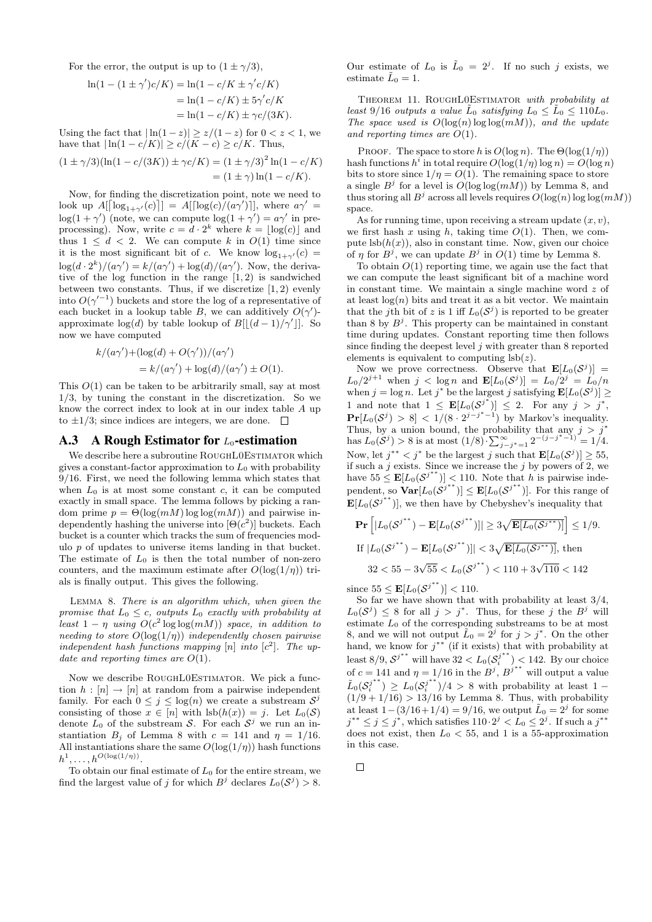For the error, the output is up to $(1 \pm \gamma/3)$,

$$\begin{aligned}\ln(1 - (1 \pm \gamma')c/K) &= \ln(1 - c/K \pm \gamma' c/K) \\ &= \ln(1 - c/K) \pm 5\gamma' c/K \\ &= \ln(1 - c/K) \pm \gamma c/(3K).\end{aligned}$$

Using the fact that $|\ln(1 - z)| \geq z/(1 - z)$ for $0 < z < 1$, we have that $|\ln(1 - c/K)| \geq c/(K - c) \geq c/K$. Thus,

$$\begin{aligned}(1 \pm \gamma/3)(\ln(1 - c/(3K)) \pm \gamma c/K) &= (1 \pm \gamma/3)^2 \ln(1 - c/K) \\ &= (1 \pm \gamma)\ln(1 - c/K).\end{aligned}$$

Now, for finding the discretization point, note we need to look up $A[\lceil \log_{1+\gamma'}(c) \rceil] = A[\lceil \log(c)/(a\gamma') \rceil]$, where $a\gamma' = \log(1 + \gamma')$ (note, we can compute $\log(1 + \gamma') = a\gamma'$ in preprocessing). Now, write $c = d \cdot 2^k$ where $k = \lfloor \log(c) \rfloor$ and thus $1 \leq d < 2$. We can compute $k$ in $O(1)$ time since it is the most significant bit of $c$. We know $\log_{1+\gamma'}(c) = \log(d \cdot 2^k)/(a\gamma') = k/(a\gamma') + \log(d)/(a\gamma')$. Now, the derivative of the log function in the range $[1, 2)$ is sandwiched between two constants. Thus, if we discretize $[1, 2)$ evenly into $O(\gamma'^{-1})$ buckets and store the log of a representative of each bucket in a lookup table $B$, we can additively $O(\gamma')$-approximate $\log(d)$ by table lookup of $B[\lfloor (d - 1)/\gamma' \rfloor]$. So now we have computed

$$\begin{aligned}k/(a\gamma') &+ (\log(d) + O(\gamma'))/(a\gamma') \\ &= k/(a\gamma') + \log(d)/(a\gamma') \pm O(1).\end{aligned}$$

This $O(1)$ can be taken to be arbitrarily small, say at most $1/3$, by tuning the constant in the discretization. So we know the correct index to look at in our index table $A$ up to $\pm 1/3$; since indices are integers, we are done. $\square$

## A.3 A Rough Estimator for $L_0$-estimation

We describe here a subroutine RoughL0Estimator which gives a constant-factor approximation to $L_0$ with probability $9/16$. First, we need the following lemma which states that when $L_0$ is at most some constant $c$, it can be computed exactly in small space. The lemma follows by picking a random prime $p = \Theta(\log(mM) \log\log(mM))$ and pairwise independently hashing the universe into $[\Theta(c^2)]$ buckets. Each bucket is a counter which tracks the sum of frequencies modulo $p$ of updates to universe items landing in that bucket. The estimate of $L_0$ is then the total number of non-zero counters, and the maximum estimate after $O(\log(1/\eta))$ trials is finally output. This gives the following.

Lemma 8. *There is an algorithm which, when given the promise that $L_0 \leq c$, outputs $L_0$ exactly with probability at least $1 - \eta$ using $O(c^2 \log\log(mM))$ space, in addition to needing to store $O(\log(1/\eta))$ independently chosen pairwise independent hash functions mapping $[n]$ into $[c^2]$. The update and reporting times are $O(1)$.*

Now we describe RoughL0Estimator. We pick a function $h : [n] \to [n]$ at random from a pairwise independent family. For each $0 \leq j \leq \log(n)$ we create a substream $\mathcal{S}^j$ consisting of those $x \in [n]$ with $\text{lsb}(h(x)) = j$. Let $L_0(\mathcal{S})$ denote $L_0$ of the substream $\mathcal{S}$. For each $\mathcal{S}^j$ we run an instantiation $B_j$ of Lemma 8 with $c = 141$ and $\eta = 1/16$. All instantiations share the same $O(\log(1/\eta))$ hash functions $h^1, \ldots, h^{O(\log(1/\eta))}$.

To obtain our final estimate of $L_0$ for the entire stream, we find the largest value of $j$ for which $B^j$ declares $L_0(\mathcal{S}^j) > 8$. Our estimate of $L_0$ is $\tilde{L}_0 = 2^j$. If no such $j$ exists, we estimate $\tilde{L}_0 = 1$.

Theorem 11. *RoughL0Estimator with probability at least $9/16$ outputs a value $\tilde{L}_0$ satisfying $L_0 \leq \tilde{L}_0 \leq 110L_0$. The space used is $O(\log(n) \log\log(mM))$, and the update and reporting times are $O(1)$.*

Proof. The space to store $h$ is $O(\log n)$. The $\Theta(\log(1/\eta))$ hash functions $h^i$ in total require $O(\log(1/\eta) \log n) = O(\log n)$ bits to store since $1/\eta = O(1)$. The remaining space to store a single $B^j$ for a level is $O(\log\log(mM))$ by Lemma 8, and thus storing all $B^j$ across all levels requires $O(\log(n) \log\log(mM))$ space.

As for running time, upon receiving a stream update $(x, v)$, we first hash $x$ using $h$, taking time $O(1)$. Then, we compute $\text{lsb}(h(x))$, also in constant time. Now, given our choice of $\eta$ for $B^j$, we can update $B^j$ in $O(1)$ time by Lemma 8.

To obtain $O(1)$ reporting time, we again use the fact that we can compute the least significant bit of a machine word in constant time. We maintain a single machine word $z$ of at least $\log(n)$ bits and treat it as a bit vector. We maintain that the $j$th bit of $z$ is 1 iff $L_0(\mathcal{S}^j)$ is reported to be greater than 8 by $B^j$. This property can be maintained in constant time during updates. Constant reporting time then follows since finding the deepest level $j$ with greater than 8 reported elements is equivalent to computing $\text{lsb}(z)$.

Now we prove correctness. Observe that $\mathbf{E}[L_0(\mathcal{S}^j)] = L_0/2^{j+1}$ when $j < \log n$ and $\mathbf{E}[L_0(\mathcal{S}^j)] = L_0/2^j = L_0/n$ when $j = \log n$. Let $j^*$ be the largest $j$ satisfying $\mathbf{E}[L_0(\mathcal{S}^j)] \geq 1$ and note that $1 \leq \mathbf{E}[L_0(\mathcal{S}^{j^*})] \leq 2$. For any $j > j^*$, $\mathbf{Pr}[L_0(\mathcal{S}^j) > 8] < 1/(8 \cdot 2^{j - j^* - 1})$ by Markov's inequality. Thus, by a union bound, the probability that any $j > j^*$ has $L_0(\mathcal{S}^j) > 8$ is at most $(1/8) \cdot \sum_{j - j^* = 1}^{\infty} 2^{-(j - j^* - 1)} = 1/4$. Now, let $j^{**} < j^*$ be the largest $j$ such that $\mathbf{E}[L_0(\mathcal{S}^j)] \geq 55$, if such a $j$ exists. Since we increase the $j$ by powers of 2, we have $55 \leq \mathbf{E}[L_0(\mathcal{S}^{j^{**}})] < 110$. Note that $h$ is pairwise independent, so $\mathbf{Var}[L_0(\mathcal{S}^{j^{**}})] \leq \mathbf{E}[L_0(\mathcal{S}^{j^{**}})]$. For this range of $\mathbf{E}[L_0(\mathcal{S}^{j^{**}})]$, we then have by Chebyshev's inequality that

$$\mathbf{Pr}\left[|L_0(\mathcal{S}^{j^{**}}) - \mathbf{E}[L_0(\mathcal{S}^{j^{**}})]| \geq 3\sqrt{\mathbf{E}[L_0(\mathcal{S}^{j^{**}})]}\right] \leq 1/9.$$

If $|L_0(\mathcal{S}^{j^{**}}) - \mathbf{E}[L_0(\mathcal{S}^{j^{**}})]| < 3\sqrt{\mathbf{E}[L_0(\mathcal{S}^{j^{**}})]}$, then

$$32 < 55 - 3\sqrt{55} < L_0(\mathcal{S}^{j^{**}}) < 110 + 3\sqrt{110} < 142$$

since $55 \leq \mathbf{E}[L_0(\mathcal{S}^{j^{**}})] < 110$.

So far we have shown that with probability at least $3/4$, $L_0(\mathcal{S}^j) \leq 8$ for all $j > j^*$. Thus, for these $j$ the $B^j$ will estimate $L_0$ of the corresponding substreams to be at most 8, and we will not output $\tilde{L}_0 = 2^j$ for $j > j^*$. On the other hand, we know for $j^{**}$ (if it exists) that with probability at least $8/9$, $\mathcal{S}^{j^{**}}$ will have $32 < L_0(\mathcal{S}_i^{j^{**}}) < 142$. By our choice of $c = 141$ and $\eta = 1/16$ in the $B^j$, $B^{j^{**}}$ will output a value $\tilde{L}_0(\mathcal{S}_i^{j^{**}}) \geq L_0(\mathcal{S}_i^{j^{**}})/4 > 8$ with probability at least $1 - (1/9 + 1/16) > 13/16$ by Lemma 8. Thus, with probability at least $1 - (3/16 + 1/4) = 9/16$, we output $\tilde{L}_0 = 2^j$ for some $j^{**} \leq j \leq j^*$, which satisfies $110 \cdot 2^j < L_0 \leq 2^j$. If such a $j^{**}$ does not exist, then $L_0 < 55$, and 1 is a 55-approximation in this case.

$\square$